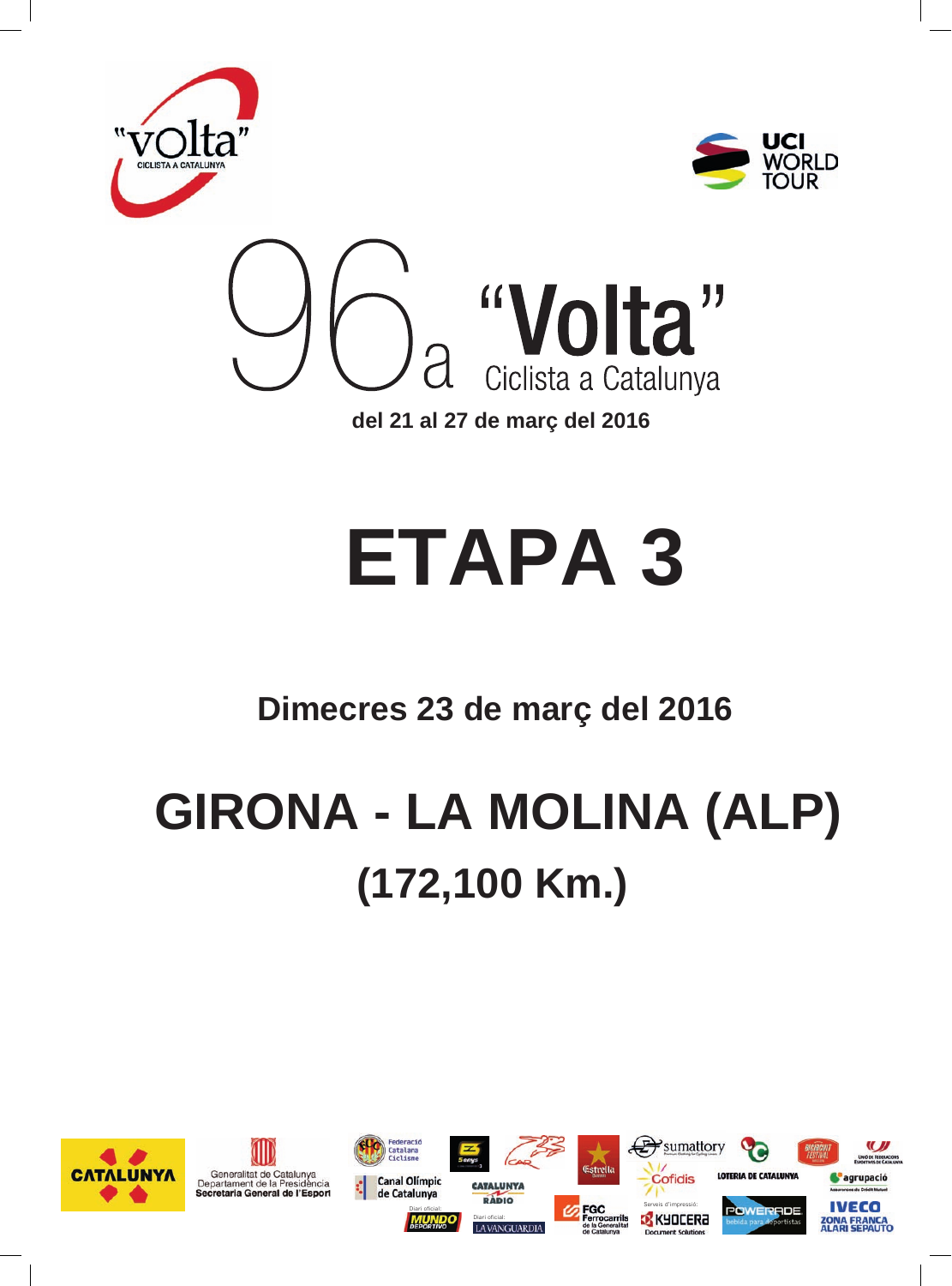# 96a "Volta" Ciclista a Catalunya

**del 21 al 27 de març del 2016**

# ETAPA 3

## Dimecres 23 de març del 2016

# GIRONA - LA MOLINA (ALP)

## (172,100 Km.)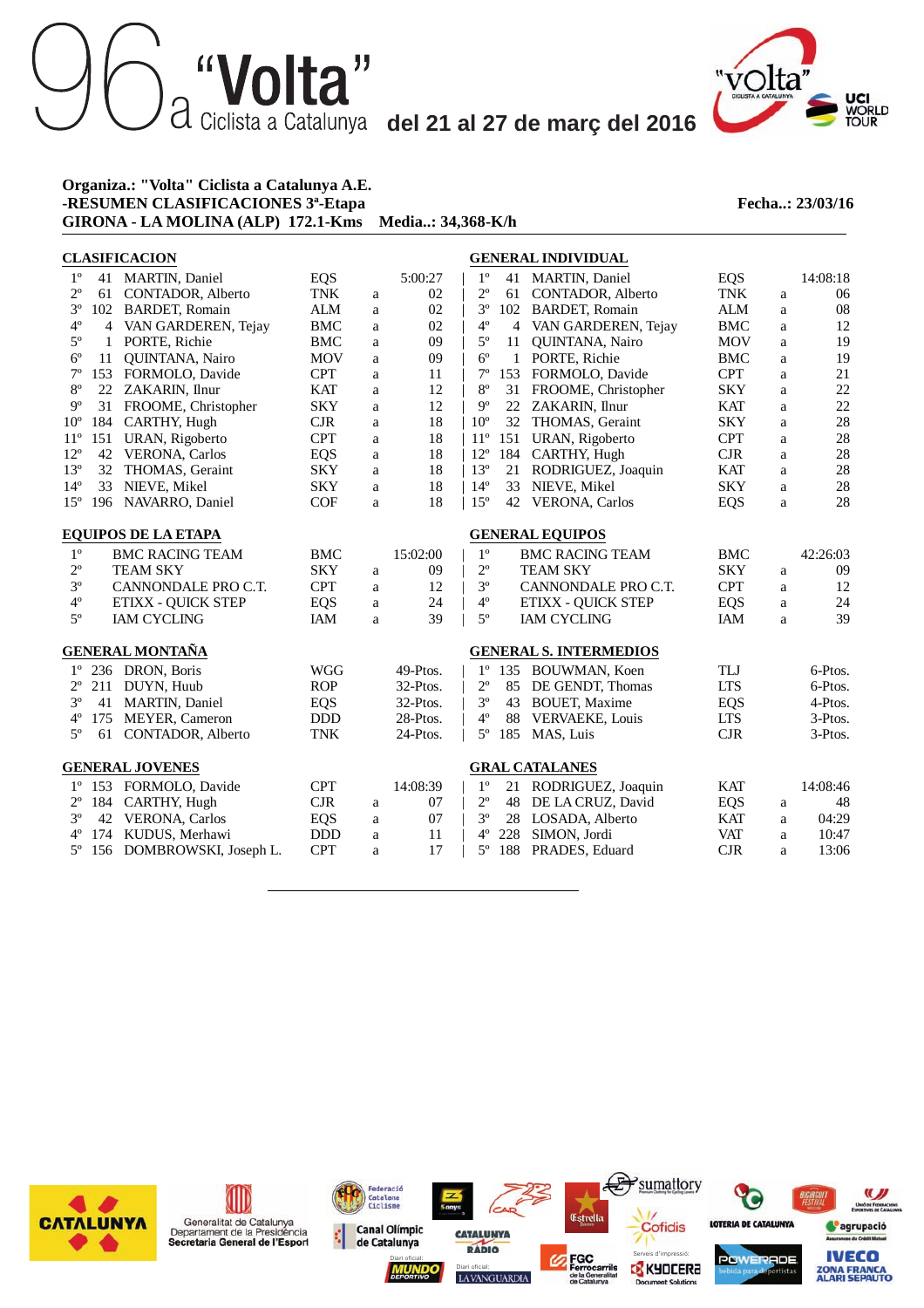# 96a "Volta" Ciclista a Catalunya del 21 al 27 de març del 2016

**Organiza.: "Volta" Ciclista a Catalunya A.E.**
**-RESUMEN CLASIFICACIONES 3ª-Etapa** **Fecha..: 23/03/16**
**GIRONA - LA MOLINA (ALP) 172.1-Kms Media..: 34,368-K/h**

## CLASIFICACION

| Pos | Dorsal | Nombre | Equipo | | Tiempo |
|---|---|---|---|---|---|
| 1º | 41 | MARTIN, Daniel | EQS | | 5:00:27 |
| 2º | 61 | CONTADOR, Alberto | TNK | a | 02 |
| 3º | 102 | BARDET, Romain | ALM | a | 02 |
| 4º | 4 | VAN GARDEREN, Tejay | BMC | a | 02 |
| 5º | 1 | PORTE, Richie | BMC | a | 09 |
| 6º | 11 | QUINTANA, Nairo | MOV | a | 09 |
| 7º | 153 | FORMOLO, Davide | CPT | a | 11 |
| 8º | 22 | ZAKARIN, Ilnur | KAT | a | 12 |
| 9º | 31 | FROOME, Christopher | SKY | a | 12 |
| 10º | 184 | CARTHY, Hugh | CJR | a | 18 |
| 11º | 151 | URAN, Rigoberto | CPT | a | 18 |
| 12º | 42 | VERONA, Carlos | EQS | a | 18 |
| 13º | 32 | THOMAS, Geraint | SKY | a | 18 |
| 14º | 33 | NIEVE, Mikel | SKY | a | 18 |
| 15º | 196 | NAVARRO, Daniel | COF | a | 18 |

## GENERAL INDIVIDUAL

| Pos | Dorsal | Nombre | Equipo | | Tiempo |
|---|---|---|---|---|---|
| 1º | 41 | MARTIN, Daniel | EQS | | 14:08:18 |
| 2º | 61 | CONTADOR, Alberto | TNK | a | 06 |
| 3º | 102 | BARDET, Romain | ALM | a | 08 |
| 4º | 4 | VAN GARDEREN, Tejay | BMC | a | 12 |
| 5º | 11 | QUINTANA, Nairo | MOV | a | 19 |
| 6º | 1 | PORTE, Richie | BMC | a | 19 |
| 7º | 153 | FORMOLO, Davide | CPT | a | 21 |
| 8º | 31 | FROOME, Christopher | SKY | a | 22 |
| 9º | 22 | ZAKARIN, Ilnur | KAT | a | 22 |
| 10º | 32 | THOMAS, Geraint | SKY | a | 28 |
| 11º | 151 | URAN, Rigoberto | CPT | a | 28 |
| 12º | 184 | CARTHY, Hugh | CJR | a | 28 |
| 13º | 21 | RODRIGUEZ, Joaquin | KAT | a | 28 |
| 14º | 33 | NIEVE, Mikel | SKY | a | 28 |
| 15º | 42 | VERONA, Carlos | EQS | a | 28 |

## EQUIPOS DE LA ETAPA

| Pos | Equipo | Código | | Tiempo |
|---|---|---|---|---|
| 1º | BMC RACING TEAM | BMC | | 15:02:00 |
| 2º | TEAM SKY | SKY | a | 09 |
| 3º | CANNONDALE PRO C.T. | CPT | a | 12 |
| 4º | ETIXX - QUICK STEP | EQS | a | 24 |
| 5º | IAM CYCLING | IAM | a | 39 |

## GENERAL EQUIPOS

| Pos | Equipo | Código | | Tiempo |
|---|---|---|---|---|
| 1º | BMC RACING TEAM | BMC | | 42:26:03 |
| 2º | TEAM SKY | SKY | a | 09 |
| 3º | CANNONDALE PRO C.T. | CPT | a | 12 |
| 4º | ETIXX - QUICK STEP | EQS | a | 24 |
| 5º | IAM CYCLING | IAM | a | 39 |

## GENERAL MONTAÑA

| Pos | Dorsal | Nombre | Equipo | Puntos |
|---|---|---|---|---|
| 1º | 236 | DRON, Boris | WGG | 49-Ptos. |
| 2º | 211 | DUYN, Huub | ROP | 32-Ptos. |
| 3º | 41 | MARTIN, Daniel | EQS | 32-Ptos. |
| 4º | 175 | MEYER, Cameron | DDD | 28-Ptos. |
| 5º | 61 | CONTADOR, Alberto | TNK | 24-Ptos. |

## GENERAL S. INTERMEDIOS

| Pos | Dorsal | Nombre | Equipo | Puntos |
|---|---|---|---|---|
| 1º | 135 | BOUWMAN, Koen | TLJ | 6-Ptos. |
| 2º | 85 | DE GENDT, Thomas | LTS | 6-Ptos. |
| 3º | 43 | BOUET, Maxime | EQS | 4-Ptos. |
| 4º | 88 | VERVAEKE, Louis | LTS | 3-Ptos. |
| 5º | 185 | MAS, Luis | CJR | 3-Ptos. |

## GENERAL JOVENES

| Pos | Dorsal | Nombre | Equipo | | Tiempo |
|---|---|---|---|---|---|
| 1º | 153 | FORMOLO, Davide | CPT | | 14:08:39 |
| 2º | 184 | CARTHY, Hugh | CJR | a | 07 |
| 3º | 42 | VERONA, Carlos | EQS | a | 07 |
| 4º | 174 | KUDUS, Merhawi | DDD | a | 11 |
| 5º | 156 | DOMBROWSKI, Joseph L. | CPT | a | 17 |

## GRAL CATALANES

| Pos | Dorsal | Nombre | Equipo | | Tiempo |
|---|---|---|---|---|---|
| 1º | 21 | RODRIGUEZ, Joaquin | KAT | | 14:08:46 |
| 2º | 48 | DE LA CRUZ, David | EQS | a | 48 |
| 3º | 28 | LOSADA, Alberto | KAT | a | 04:29 |
| 4º | 228 | SIMON, Jordi | VAT | a | 10:47 |
| 5º | 188 | PRADES, Eduard | CJR | a | 13:06 |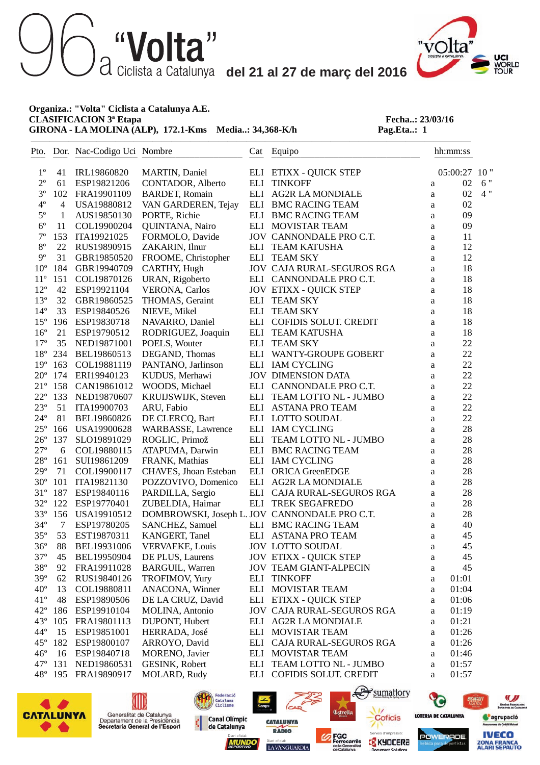# 96a "Volta" Ciclista a Catalunya del 21 al 27 de març del 2016

**Organiza.: "Volta" Ciclista a Catalunya A.E.**
**CLASIFICACION 3ª Etapa**
**GIRONA - LA MOLINA (ALP), 172.1-Kms Media..: 34,368-K/h**

**Fecha..: 23/03/16**
**Pag.Eta..: 1**

| Pto. | Dor. | Nac-Codigo Uci | Nombre | Cat | Equipo | | hh:mm:ss | |
|---|---|---|---|---|---|---|---|---|
| 1º | 41 | IRL19860820 | MARTIN, Daniel | ELI | ETIXX - QUICK STEP | | 05:00:27 | 10 " |
| 2º | 61 | ESP19821206 | CONTADOR, Alberto | ELI | TINKOFF | a | 02 | 6 " |
| 3º | 102 | FRA19901109 | BARDET, Romain | ELI | AG2R LA MONDIALE | a | 02 | 4 " |
| 4º | 4 | USA19880812 | VAN GARDEREN, Tejay | ELI | BMC RACING TEAM | a | 02 | |
| 5º | 1 | AUS19850130 | PORTE, Richie | ELI | BMC RACING TEAM | a | 09 | |
| 6º | 11 | COL19900204 | QUINTANA, Nairo | ELI | MOVISTAR TEAM | a | 09 | |
| 7º | 153 | ITA19921025 | FORMOLO, Davide | JOV | CANNONDALE PRO C.T. | a | 11 | |
| 8º | 22 | RUS19890915 | ZAKARIN, Ilnur | ELI | TEAM KATUSHA | a | 12 | |
| 9º | 31 | GBR19850520 | FROOME, Christopher | ELI | TEAM SKY | a | 12 | |
| 10º | 184 | GBR19940709 | CARTHY, Hugh | JOV | CAJA RURAL-SEGUROS RGA | a | 18 | |
| 11º | 151 | COL19870126 | URAN, Rigoberto | ELI | CANNONDALE PRO C.T. | a | 18 | |
| 12º | 42 | ESP19921104 | VERONA, Carlos | JOV | ETIXX - QUICK STEP | a | 18 | |
| 13º | 32 | GBR19860525 | THOMAS, Geraint | ELI | TEAM SKY | a | 18 | |
| 14º | 33 | ESP19840526 | NIEVE, Mikel | ELI | TEAM SKY | a | 18 | |
| 15º | 196 | ESP19830718 | NAVARRO, Daniel | ELI | COFIDIS SOLUT. CREDIT | a | 18 | |
| 16º | 21 | ESP19790512 | RODRIGUEZ, Joaquin | ELI | TEAM KATUSHA | a | 18 | |
| 17º | 35 | NED19871001 | POELS, Wouter | ELI | TEAM SKY | a | 22 | |
| 18º | 234 | BEL19860513 | DEGAND, Thomas | ELI | WANTY-GROUPE GOBERT | a | 22 | |
| 19º | 163 | COL19881119 | PANTANO, Jarlinson | ELI | IAM CYCLING | a | 22 | |
| 20º | 174 | ERI19940123 | KUDUS, Merhawi | JOV | DIMENSION DATA | a | 22 | |
| 21º | 158 | CAN19861012 | WOODS, Michael | ELI | CANNONDALE PRO C.T. | a | 22 | |
| 22º | 133 | NED19870607 | KRUIJSWIJK, Steven | ELI | TEAM LOTTO NL - JUMBO | a | 22 | |
| 23º | 51 | ITA19900703 | ARU, Fabio | ELI | ASTANA PRO TEAM | a | 22 | |
| 24º | 81 | BEL19860826 | DE CLERCQ, Bart | ELI | LOTTO SOUDAL | a | 22 | |
| 25º | 166 | USA19900628 | WARBASSE, Lawrence | ELI | IAM CYCLING | a | 28 | |
| 26º | 137 | SLO19891029 | ROGLIC, Primož | ELI | TEAM LOTTO NL - JUMBO | a | 28 | |
| 27º | 6 | COL19880115 | ATAPUMA, Darwin | ELI | BMC RACING TEAM | a | 28 | |
| 28º | 161 | SUI19861209 | FRANK, Mathias | ELI | IAM CYCLING | a | 28 | |
| 29º | 71 | COL19900117 | CHAVES, Jhoan Esteban | ELI | ORICA GreenEDGE | a | 28 | |
| 30º | 101 | ITA19821130 | POZZOVIVO, Domenico | ELI | AG2R LA MONDIALE | a | 28 | |
| 31º | 187 | ESP19840116 | PARDILLA, Sergio | ELI | CAJA RURAL-SEGUROS RGA | a | 28 | |
| 32º | 122 | ESP19770401 | ZUBELDIA, Haimar | ELI | TREK SEGAFREDO | a | 28 | |
| 33º | 156 | USA19910512 | DOMBROWSKI, Joseph L. | JOV | CANNONDALE PRO C.T. | a | 28 | |
| 34º | 7 | ESP19780205 | SANCHEZ, Samuel | ELI | BMC RACING TEAM | a | 40 | |
| 35º | 53 | EST19870311 | KANGERT, Tanel | ELI | ASTANA PRO TEAM | a | 45 | |
| 36º | 88 | BEL19931006 | VERVAEKE, Louis | JOV | LOTTO SOUDAL | a | 45 | |
| 37º | 45 | BEL19950904 | DE PLUS, Laurens | JOV | ETIXX - QUICK STEP | a | 45 | |
| 38º | 92 | FRA19911028 | BARGUIL, Warren | JOV | TEAM GIANT-ALPECIN | a | 45 | |
| 39º | 62 | RUS19840126 | TROFIMOV, Yury | ELI | TINKOFF | a | 01:01 | |
| 40º | 13 | COL19880811 | ANACONA, Winner | ELI | MOVISTAR TEAM | a | 01:04 | |
| 41º | 48 | ESP19890506 | DE LA CRUZ, David | ELI | ETIXX - QUICK STEP | a | 01:06 | |
| 42º | 186 | ESP19910104 | MOLINA, Antonio | JOV | CAJA RURAL-SEGUROS RGA | a | 01:19 | |
| 43º | 105 | FRA19801113 | DUPONT, Hubert | ELI | AG2R LA MONDIALE | a | 01:21 | |
| 44º | 15 | ESP19851001 | HERRADA, José | ELI | MOVISTAR TEAM | a | 01:26 | |
| 45º | 182 | ESP19800107 | ARROYO, David | ELI | CAJA RURAL-SEGUROS RGA | a | 01:26 | |
| 46º | 16 | ESP19840718 | MORENO, Javier | ELI | MOVISTAR TEAM | a | 01:46 | |
| 47º | 131 | NED19860531 | GESINK, Robert | ELI | TEAM LOTTO NL - JUMBO | a | 01:57 | |
| 48º | 195 | FRA19890917 | MOLARD, Rudy | ELI | COFIDIS SOLUT. CREDIT | a | 01:57 | |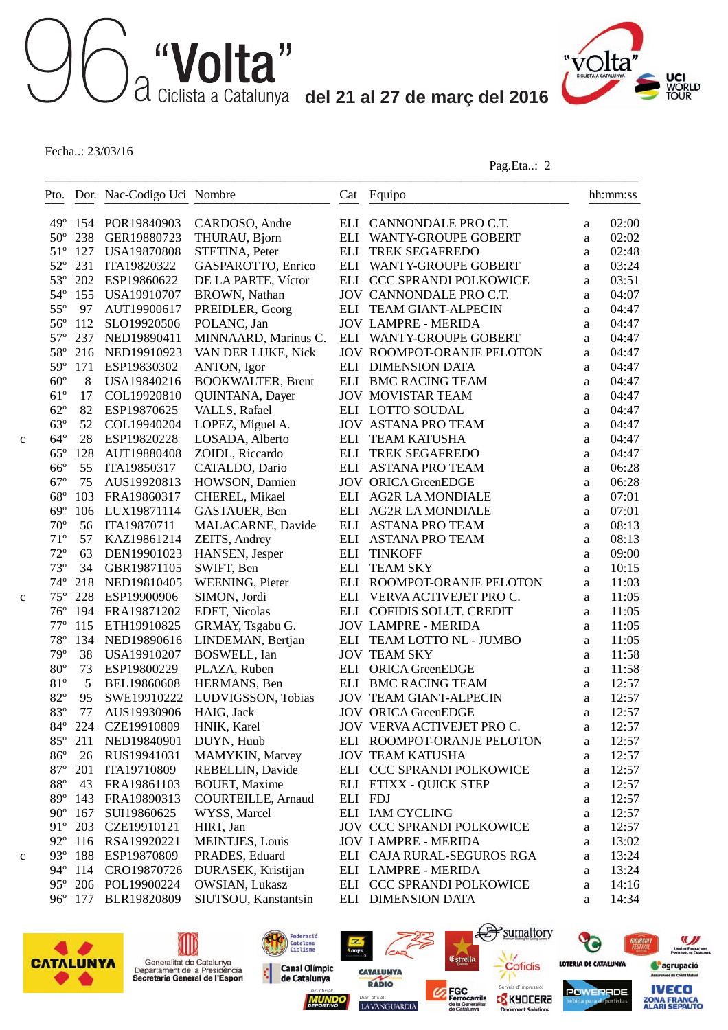# 96a "Volta" Ciclista a Catalunya del 21 al 27 de març del 2016

Fecha..: 23/03/16

Pag.Eta..: 2

| | Pto. | Dor. | Nac-Codigo Uci | Nombre | Cat | Equipo | | hh:mm:ss |
|---|---|---|---|---|---|---|---|---|
| | 49º | 154 | POR19840903 | CARDOSO, Andre | ELI | CANNONDALE PRO C.T. | a | 02:00 |
| | 50º | 238 | GER19880723 | THURAU, Bjorn | ELI | WANTY-GROUPE GOBERT | a | 02:02 |
| | 51º | 127 | USA19870808 | STETINA, Peter | ELI | TREK SEGAFREDO | a | 02:48 |
| | 52º | 231 | ITA19820322 | GASPAROTTO, Enrico | ELI | WANTY-GROUPE GOBERT | a | 03:24 |
| | 53º | 202 | ESP19860622 | DE LA PARTE, Víctor | ELI | CCC SPRANDI POLKOWICE | a | 03:51 |
| | 54º | 155 | USA19910707 | BROWN, Nathan | JOV | CANNONDALE PRO C.T. | a | 04:07 |
| | 55º | 97 | AUT19900617 | PREIDLER, Georg | ELI | TEAM GIANT-ALPECIN | a | 04:47 |
| | 56º | 112 | SLO19920506 | POLANC, Jan | JOV | LAMPRE - MERIDA | a | 04:47 |
| | 57º | 237 | NED19890411 | MINNAARD, Marinus C. | ELI | WANTY-GROUPE GOBERT | a | 04:47 |
| | 58º | 216 | NED19910923 | VAN DER LIJKE, Nick | JOV | ROOMPOT-ORANJE PELOTON | a | 04:47 |
| | 59º | 171 | ESP19830302 | ANTON, Igor | ELI | DIMENSION DATA | a | 04:47 |
| | 60º | 8 | USA19840216 | BOOKWALTER, Brent | ELI | BMC RACING TEAM | a | 04:47 |
| | 61º | 17 | COL19920810 | QUINTANA, Dayer | JOV | MOVISTAR TEAM | a | 04:47 |
| | 62º | 82 | ESP19870625 | VALLS, Rafael | ELI | LOTTO SOUDAL | a | 04:47 |
| | 63º | 52 | COL19940204 | LOPEZ, Miguel A. | JOV | ASTANA PRO TEAM | a | 04:47 |
| c | 64º | 28 | ESP19820228 | LOSADA, Alberto | ELI | TEAM KATUSHA | a | 04:47 |
| | 65º | 128 | AUT19880408 | ZOIDL, Riccardo | ELI | TREK SEGAFREDO | a | 04:47 |
| | 66º | 55 | ITA19850317 | CATALDO, Dario | ELI | ASTANA PRO TEAM | a | 06:28 |
| | 67º | 75 | AUS19920813 | HOWSON, Damien | JOV | ORICA GreenEDGE | a | 06:28 |
| | 68º | 103 | FRA19860317 | CHEREL, Mikael | ELI | AG2R LA MONDIALE | a | 07:01 |
| | 69º | 106 | LUX19871114 | GASTAUER, Ben | ELI | AG2R LA MONDIALE | a | 07:01 |
| | 70º | 56 | ITA19870711 | MALACARNE, Davide | ELI | ASTANA PRO TEAM | a | 08:13 |
| | 71º | 57 | KAZ19861214 | ZEITS, Andrey | ELI | ASTANA PRO TEAM | a | 08:13 |
| | 72º | 63 | DEN19901023 | HANSEN, Jesper | ELI | TINKOFF | a | 09:00 |
| | 73º | 34 | GBR19871105 | SWIFT, Ben | ELI | TEAM SKY | a | 10:15 |
| | 74º | 218 | NED19810405 | WEENING, Pieter | ELI | ROOMPOT-ORANJE PELOTON | a | 11:03 |
| c | 75º | 228 | ESP19900906 | SIMON, Jordi | ELI | VERVA ACTIVEJET PRO C. | a | 11:05 |
| | 76º | 194 | FRA19871202 | EDET, Nicolas | ELI | COFIDIS SOLUT. CREDIT | a | 11:05 |
| | 77º | 115 | ETH19910825 | GRMAY, Tsgabu G. | JOV | LAMPRE - MERIDA | a | 11:05 |
| | 78º | 134 | NED19890616 | LINDEMAN, Bertjan | ELI | TEAM LOTTO NL - JUMBO | a | 11:05 |
| | 79º | 38 | USA19910207 | BOSWELL, Ian | JOV | TEAM SKY | a | 11:58 |
| | 80º | 73 | ESP19800229 | PLAZA, Ruben | ELI | ORICA GreenEDGE | a | 11:58 |
| | 81º | 5 | BEL19860608 | HERMANS, Ben | ELI | BMC RACING TEAM | a | 12:57 |
| | 82º | 95 | SWE19910222 | LUDVIGSSON, Tobias | JOV | TEAM GIANT-ALPECIN | a | 12:57 |
| | 83º | 77 | AUS19930906 | HAIG, Jack | JOV | ORICA GreenEDGE | a | 12:57 |
| | 84º | 224 | CZE19910809 | HNIK, Karel | JOV | VERVA ACTIVEJET PRO C. | a | 12:57 |
| | 85º | 211 | NED19840901 | DUYN, Huub | ELI | ROOMPOT-ORANJE PELOTON | a | 12:57 |
| | 86º | 26 | RUS19941031 | MAMYKIN, Matvey | JOV | TEAM KATUSHA | a | 12:57 |
| | 87º | 201 | ITA19710809 | REBELLIN, Davide | ELI | CCC SPRANDI POLKOWICE | a | 12:57 |
| | 88º | 43 | FRA19861103 | BOUET, Maxime | ELI | ETIXX - QUICK STEP | a | 12:57 |
| | 89º | 143 | FRA19890313 | COURTEILLE, Arnaud | ELI | FDJ | a | 12:57 |
| | 90º | 167 | SUI19860625 | WYSS, Marcel | ELI | IAM CYCLING | a | 12:57 |
| | 91º | 203 | CZE19910121 | HIRT, Jan | JOV | CCC SPRANDI POLKOWICE | a | 12:57 |
| | 92º | 116 | RSA19920221 | MEINTJES, Louis | JOV | LAMPRE - MERIDA | a | 13:02 |
| c | 93º | 188 | ESP19870809 | PRADES, Eduard | ELI | CAJA RURAL-SEGUROS RGA | a | 13:24 |
| | 94º | 114 | CRO19870726 | DURASEK, Kristijan | ELI | LAMPRE - MERIDA | a | 13:24 |
| | 95º | 206 | POL19900224 | OWSIAN, Lukasz | ELI | CCC SPRANDI POLKOWICE | a | 14:16 |
| | 96º | 177 | BLR19820809 | SIUTSOU, Kanstantsin | ELI | DIMENSION DATA | a | 14:34 |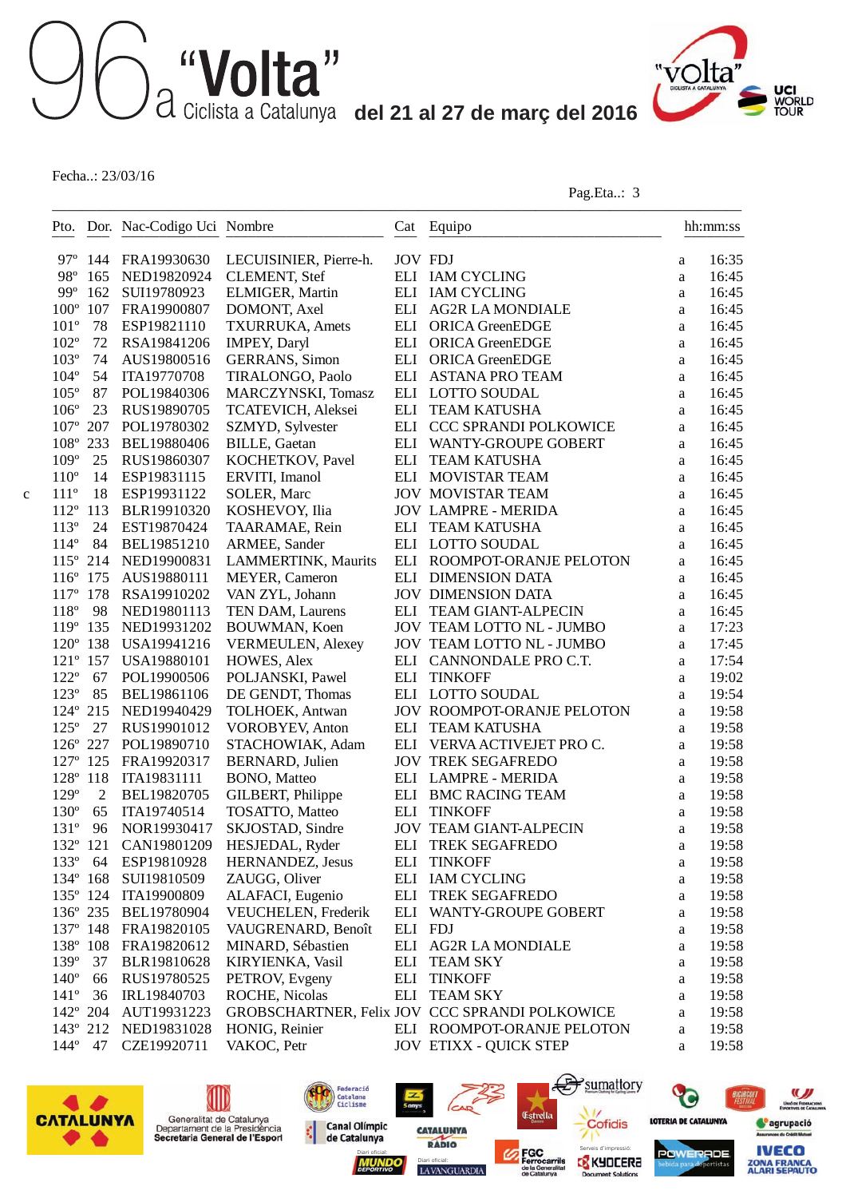# 96a "Volta" Ciclista a Catalunya del 21 al 27 de març del 2016

Fecha..: 23/03/16

Pag.Eta..: 3

| | Pto. | Dor. | Nac-Codigo Uci | Nombre | Cat | Equipo | | hh:mm:ss |
|---|---|---|---|---|---|---|---|---|
| | 97º | 144 | FRA19930630 | LECUISINIER, Pierre-h. | JOV | FDJ | a | 16:35 |
| | 98º | 165 | NED19820924 | CLEMENT, Stef | ELI | IAM CYCLING | a | 16:45 |
| | 99º | 162 | SUI19780923 | ELMIGER, Martin | ELI | IAM CYCLING | a | 16:45 |
| | 100º | 107 | FRA19900807 | DOMONT, Axel | ELI | AG2R LA MONDIALE | a | 16:45 |
| | 101º | 78 | ESP19821110 | TXURRUKA, Amets | ELI | ORICA GreenEDGE | a | 16:45 |
| | 102º | 72 | RSA19841206 | IMPEY, Daryl | ELI | ORICA GreenEDGE | a | 16:45 |
| | 103º | 74 | AUS19800516 | GERRANS, Simon | ELI | ORICA GreenEDGE | a | 16:45 |
| | 104º | 54 | ITA19770708 | TIRALONGO, Paolo | ELI | ASTANA PRO TEAM | a | 16:45 |
| | 105º | 87 | POL19840306 | MARCZYNSKI, Tomasz | ELI | LOTTO SOUDAL | a | 16:45 |
| | 106º | 23 | RUS19890705 | TCATEVICH, Aleksei | ELI | TEAM KATUSHA | a | 16:45 |
| | 107º | 207 | POL19780302 | SZMYD, Sylvester | ELI | CCC SPRANDI POLKOWICE | a | 16:45 |
| | 108º | 233 | BEL19880406 | BILLE, Gaetan | ELI | WANTY-GROUPE GOBERT | a | 16:45 |
| | 109º | 25 | RUS19860307 | KOCHETKOV, Pavel | ELI | TEAM KATUSHA | a | 16:45 |
| | 110º | 14 | ESP19831115 | ERVITI, Imanol | ELI | MOVISTAR TEAM | a | 16:45 |
| c | 111º | 18 | ESP19931122 | SOLER, Marc | JOV | MOVISTAR TEAM | a | 16:45 |
| | 112º | 113 | BLR19910320 | KOSHEVOY, Ilia | JOV | LAMPRE - MERIDA | a | 16:45 |
| | 113º | 24 | EST19870424 | TAARAMAE, Rein | ELI | TEAM KATUSHA | a | 16:45 |
| | 114º | 84 | BEL19851210 | ARMEE, Sander | ELI | LOTTO SOUDAL | a | 16:45 |
| | 115º | 214 | NED19900831 | LAMMERTINK, Maurits | ELI | ROOMPOT-ORANJE PELOTON | a | 16:45 |
| | 116º | 175 | AUS19880111 | MEYER, Cameron | ELI | DIMENSION DATA | a | 16:45 |
| | 117º | 178 | RSA19910202 | VAN ZYL, Johann | JOV | DIMENSION DATA | a | 16:45 |
| | 118º | 98 | NED19801113 | TEN DAM, Laurens | ELI | TEAM GIANT-ALPECIN | a | 16:45 |
| | 119º | 135 | NED19931202 | BOUWMAN, Koen | JOV | TEAM LOTTO NL - JUMBO | a | 17:23 |
| | 120º | 138 | USA19941216 | VERMEULEN, Alexey | JOV | TEAM LOTTO NL - JUMBO | a | 17:45 |
| | 121º | 157 | USA19880101 | HOWES, Alex | ELI | CANNONDALE PRO C.T. | a | 17:54 |
| | 122º | 67 | POL19900506 | POLJANSKI, Pawel | ELI | TINKOFF | a | 19:02 |
| | 123º | 85 | BEL19861106 | DE GENDT, Thomas | ELI | LOTTO SOUDAL | a | 19:54 |
| | 124º | 215 | NED19940429 | TOLHOEK, Antwan | JOV | ROOMPOT-ORANJE PELOTON | a | 19:58 |
| | 125º | 27 | RUS19901012 | VOROBYEV, Anton | ELI | TEAM KATUSHA | a | 19:58 |
| | 126º | 227 | POL19890710 | STACHOWIAK, Adam | ELI | VERVA ACTIVEJET PRO C. | a | 19:58 |
| | 127º | 125 | FRA19920317 | BERNARD, Julien | JOV | TREK SEGAFREDO | a | 19:58 |
| | 128º | 118 | ITA19831111 | BONO, Matteo | ELI | LAMPRE - MERIDA | a | 19:58 |
| | 129º | 2 | BEL19820705 | GILBERT, Philippe | ELI | BMC RACING TEAM | a | 19:58 |
| | 130º | 65 | ITA19740514 | TOSATTO, Matteo | ELI | TINKOFF | a | 19:58 |
| | 131º | 96 | NOR19930417 | SKJOSTAD, Sindre | JOV | TEAM GIANT-ALPECIN | a | 19:58 |
| | 132º | 121 | CAN19801209 | HESJEDAL, Ryder | ELI | TREK SEGAFREDO | a | 19:58 |
| | 133º | 64 | ESP19810928 | HERNANDEZ, Jesus | ELI | TINKOFF | a | 19:58 |
| | 134º | 168 | SUI19810509 | ZAUGG, Oliver | ELI | IAM CYCLING | a | 19:58 |
| | 135º | 124 | ITA19900809 | ALAFACI, Eugenio | ELI | TREK SEGAFREDO | a | 19:58 |
| | 136º | 235 | BEL19780904 | VEUCHELEN, Frederik | ELI | WANTY-GROUPE GOBERT | a | 19:58 |
| | 137º | 148 | FRA19820105 | VAUGRENARD, Benoît | ELI | FDJ | a | 19:58 |
| | 138º | 108 | FRA19820612 | MINARD, Sébastien | ELI | AG2R LA MONDIALE | a | 19:58 |
| | 139º | 37 | BLR19810628 | KIRYIENKA, Vasil | ELI | TEAM SKY | a | 19:58 |
| | 140º | 66 | RUS19780525 | PETROV, Evgeny | ELI | TINKOFF | a | 19:58 |
| | 141º | 36 | IRL19840703 | ROCHE, Nicolas | ELI | TEAM SKY | a | 19:58 |
| | 142º | 204 | AUT19931223 | GROBSCHARTNER, Felix | JOV | CCC SPRANDI POLKOWICE | a | 19:58 |
| | 143º | 212 | NED19831028 | HONIG, Reinier | ELI | ROOMPOT-ORANJE PELOTON | a | 19:58 |
| | 144º | 47 | CZE19920711 | VAKOC, Petr | JOV | ETIXX - QUICK STEP | a | 19:58 |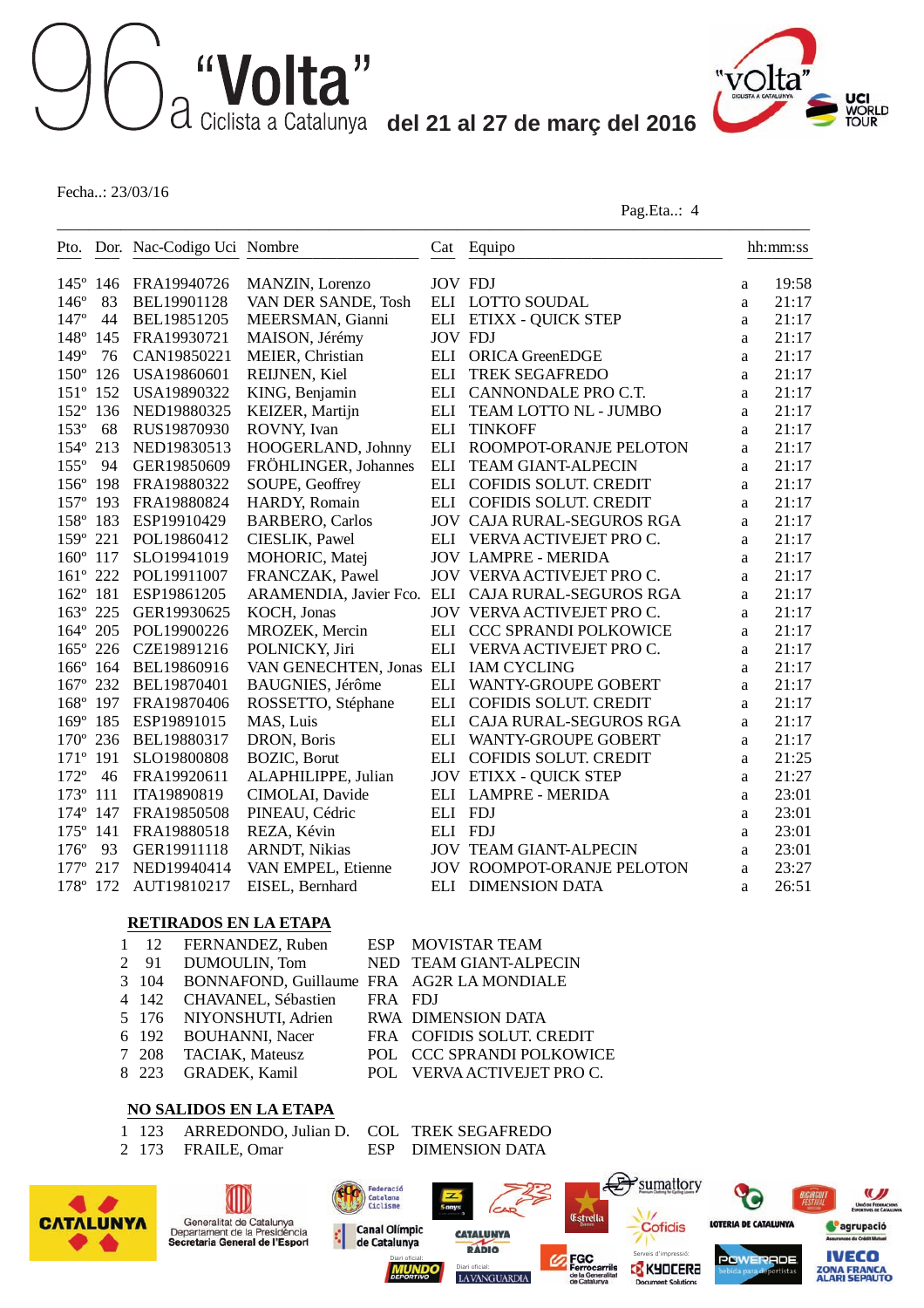# 96a "Volta" Ciclista a Catalunya del 21 al 27 de març del 2016

Fecha..: 23/03/16

Pag.Eta..: 4

| Pto. | Dor. | Nac-Codigo Uci | Nombre | Cat | Equipo | | hh:mm:ss |
|---|---|---|---|---|---|---|---|
| 145º | 146 | FRA19940726 | MANZIN, Lorenzo | JOV | FDJ | a | 19:58 |
| 146º | 83 | BEL19901128 | VAN DER SANDE, Tosh | ELI | LOTTO SOUDAL | a | 21:17 |
| 147º | 44 | BEL19851205 | MEERSMAN, Gianni | ELI | ETIXX - QUICK STEP | a | 21:17 |
| 148º | 145 | FRA19930721 | MAISON, Jérémy | JOV | FDJ | a | 21:17 |
| 149º | 76 | CAN19850221 | MEIER, Christian | ELI | ORICA GreenEDGE | a | 21:17 |
| 150º | 126 | USA19860601 | REIJNEN, Kiel | ELI | TREK SEGAFREDO | a | 21:17 |
| 151º | 152 | USA19890322 | KING, Benjamin | ELI | CANNONDALE PRO C.T. | a | 21:17 |
| 152º | 136 | NED19880325 | KEIZER, Martijn | ELI | TEAM LOTTO NL - JUMBO | a | 21:17 |
| 153º | 68 | RUS19870930 | ROVNY, Ivan | ELI | TINKOFF | a | 21:17 |
| 154º | 213 | NED19830513 | HOOGERLAND, Johnny | ELI | ROOMPOT-ORANJE PELOTON | a | 21:17 |
| 155º | 94 | GER19850609 | FRÖHLINGER, Johannes | ELI | TEAM GIANT-ALPECIN | a | 21:17 |
| 156º | 198 | FRA19880322 | SOUPE, Geoffrey | ELI | COFIDIS SOLUT. CREDIT | a | 21:17 |
| 157º | 193 | FRA19880824 | HARDY, Romain | ELI | COFIDIS SOLUT. CREDIT | a | 21:17 |
| 158º | 183 | ESP19910429 | BARBERO, Carlos | JOV | CAJA RURAL-SEGUROS RGA | a | 21:17 |
| 159º | 221 | POL19860412 | CIESLIK, Pawel | ELI | VERVA ACTIVEJET PRO C. | a | 21:17 |
| 160º | 117 | SLO19941019 | MOHORIC, Matej | JOV | LAMPRE - MERIDA | a | 21:17 |
| 161º | 222 | POL19911007 | FRANCZAK, Pawel | JOV | VERVA ACTIVEJET PRO C. | a | 21:17 |
| 162º | 181 | ESP19861205 | ARAMENDIA, Javier Fco. | ELI | CAJA RURAL-SEGUROS RGA | a | 21:17 |
| 163º | 225 | GER19930625 | KOCH, Jonas | JOV | VERVA ACTIVEJET PRO C. | a | 21:17 |
| 164º | 205 | POL19900226 | MROZEK, Mercin | ELI | CCC SPRANDI POLKOWICE | a | 21:17 |
| 165º | 226 | CZE19891216 | POLNICKY, Jiri | ELI | VERVA ACTIVEJET PRO C. | a | 21:17 |
| 166º | 164 | BEL19860916 | VAN GENECHTEN, Jonas | ELI | IAM CYCLING | a | 21:17 |
| 167º | 232 | BEL19870401 | BAUGNIES, Jérôme | ELI | WANTY-GROUPE GOBERT | a | 21:17 |
| 168º | 197 | FRA19870406 | ROSSETTO, Stéphane | ELI | COFIDIS SOLUT. CREDIT | a | 21:17 |
| 169º | 185 | ESP19891015 | MAS, Luis | ELI | CAJA RURAL-SEGUROS RGA | a | 21:17 |
| 170º | 236 | BEL19880317 | DRON, Boris | ELI | WANTY-GROUPE GOBERT | a | 21:17 |
| 171º | 191 | SLO19800808 | BOZIC, Borut | ELI | COFIDIS SOLUT. CREDIT | a | 21:25 |
| 172º | 46 | FRA19920611 | ALAPHILIPPE, Julian | JOV | ETIXX - QUICK STEP | a | 21:27 |
| 173º | 111 | ITA19890819 | CIMOLAI, Davide | ELI | LAMPRE - MERIDA | a | 23:01 |
| 174º | 147 | FRA19850508 | PINEAU, Cédric | ELI | FDJ | a | 23:01 |
| 175º | 141 | FRA19880518 | REZA, Kévin | ELI | FDJ | a | 23:01 |
| 176º | 93 | GER19911118 | ARNDT, Nikias | JOV | TEAM GIANT-ALPECIN | a | 23:01 |
| 177º | 217 | NED19940414 | VAN EMPEL, Etienne | JOV | ROOMPOT-ORANJE PELOTON | a | 23:27 |
| 178º | 172 | AUT19810217 | EISEL, Bernhard | ELI | DIMENSION DATA | a | 26:51 |

## RETIRADOS EN LA ETAPA

| | Dor. | Nombre | Nac | Equipo |
|---|---|---|---|---|
| 1 | 12 | FERNANDEZ, Ruben | ESP | MOVISTAR TEAM |
| 2 | 91 | DUMOULIN, Tom | NED | TEAM GIANT-ALPECIN |
| 3 | 104 | BONNAFOND, Guillaume | FRA | AG2R LA MONDIALE |
| 4 | 142 | CHAVANEL, Sébastien | FRA | FDJ |
| 5 | 176 | NIYONSHUTI, Adrien | RWA | DIMENSION DATA |
| 6 | 192 | BOUHANNI, Nacer | FRA | COFIDIS SOLUT. CREDIT |
| 7 | 208 | TACIAK, Mateusz | POL | CCC SPRANDI POLKOWICE |
| 8 | 223 | GRADEK, Kamil | POL | VERVA ACTIVEJET PRO C. |

## NO SALIDOS EN LA ETAPA

| | Dor. | Nombre | Nac | Equipo |
|---|---|---|---|---|
| 1 | 123 | ARREDONDO, Julian D. | COL | TREK SEGAFREDO |
| 2 | 173 | FRAILE, Omar | ESP | DIMENSION DATA |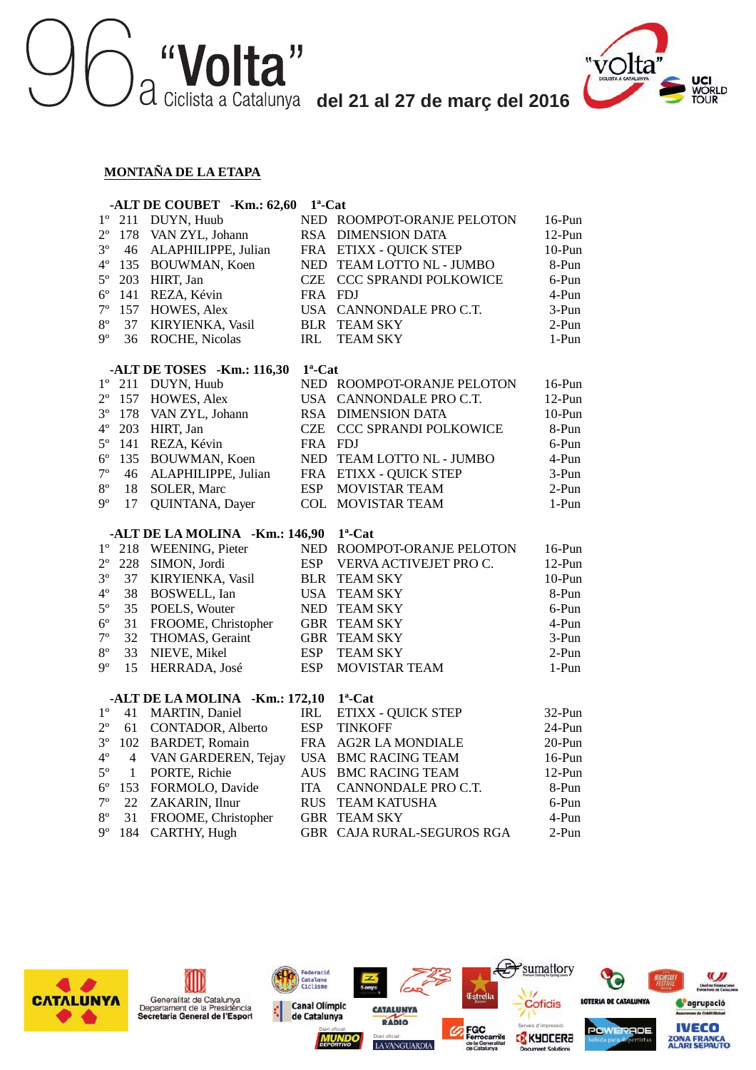## MONTAÑA DE LA ETAPA

**-ALT DE COUBET -Km.: 62,60 1ª-Cat**

| | | | | | |
|---|---|---|---|---|---|
| 1º | 211 | DUYN, Huub | NED | ROOMPOT-ORANJE PELOTON | 16-Pun |
| 2º | 178 | VAN ZYL, Johann | RSA | DIMENSION DATA | 12-Pun |
| 3º | 46 | ALAPHILIPPE, Julian | FRA | ETIXX - QUICK STEP | 10-Pun |
| 4º | 135 | BOUWMAN, Koen | NED | TEAM LOTTO NL - JUMBO | 8-Pun |
| 5º | 203 | HIRT, Jan | CZE | CCC SPRANDI POLKOWICE | 6-Pun |
| 6º | 141 | REZA, Kévin | FRA | FDJ | 4-Pun |
| 7º | 157 | HOWES, Alex | USA | CANNONDALE PRO C.T. | 3-Pun |
| 8º | 37 | KIRYIENKA, Vasil | BLR | TEAM SKY | 2-Pun |
| 9º | 36 | ROCHE, Nicolas | IRL | TEAM SKY | 1-Pun |

**-ALT DE TOSES -Km.: 116,30 1ª-Cat**

| | | | | | |
|---|---|---|---|---|---|
| 1º | 211 | DUYN, Huub | NED | ROOMPOT-ORANJE PELOTON | 16-Pun |
| 2º | 157 | HOWES, Alex | USA | CANNONDALE PRO C.T. | 12-Pun |
| 3º | 178 | VAN ZYL, Johann | RSA | DIMENSION DATA | 10-Pun |
| 4º | 203 | HIRT, Jan | CZE | CCC SPRANDI POLKOWICE | 8-Pun |
| 5º | 141 | REZA, Kévin | FRA | FDJ | 6-Pun |
| 6º | 135 | BOUWMAN, Koen | NED | TEAM LOTTO NL - JUMBO | 4-Pun |
| 7º | 46 | ALAPHILIPPE, Julian | FRA | ETIXX - QUICK STEP | 3-Pun |
| 8º | 18 | SOLER, Marc | ESP | MOVISTAR TEAM | 2-Pun |
| 9º | 17 | QUINTANA, Dayer | COL | MOVISTAR TEAM | 1-Pun |

**-ALT DE LA MOLINA -Km.: 146,90 1ª-Cat**

| | | | | | |
|---|---|---|---|---|---|
| 1º | 218 | WEENING, Pieter | NED | ROOMPOT-ORANJE PELOTON | 16-Pun |
| 2º | 228 | SIMON, Jordi | ESP | VERVA ACTIVEJET PRO C. | 12-Pun |
| 3º | 37 | KIRYIENKA, Vasil | BLR | TEAM SKY | 10-Pun |
| 4º | 38 | BOSWELL, Ian | USA | TEAM SKY | 8-Pun |
| 5º | 35 | POELS, Wouter | NED | TEAM SKY | 6-Pun |
| 6º | 31 | FROOME, Christopher | GBR | TEAM SKY | 4-Pun |
| 7º | 32 | THOMAS, Geraint | GBR | TEAM SKY | 3-Pun |
| 8º | 33 | NIEVE, Mikel | ESP | TEAM SKY | 2-Pun |
| 9º | 15 | HERRADA, José | ESP | MOVISTAR TEAM | 1-Pun |

**-ALT DE LA MOLINA -Km.: 172,10 1ª-Cat**

| | | | | | |
|---|---|---|---|---|---|
| 1º | 41 | MARTIN, Daniel | IRL | ETIXX - QUICK STEP | 32-Pun |
| 2º | 61 | CONTADOR, Alberto | ESP | TINKOFF | 24-Pun |
| 3º | 102 | BARDET, Romain | FRA | AG2R LA MONDIALE | 20-Pun |
| 4º | 4 | VAN GARDEREN, Tejay | USA | BMC RACING TEAM | 16-Pun |
| 5º | 1 | PORTE, Richie | AUS | BMC RACING TEAM | 12-Pun |
| 6º | 153 | FORMOLO, Davide | ITA | CANNONDALE PRO C.T. | 8-Pun |
| 7º | 22 | ZAKARIN, Ilnur | RUS | TEAM KATUSHA | 6-Pun |
| 8º | 31 | FROOME, Christopher | GBR | TEAM SKY | 4-Pun |
| 9º | 184 | CARTHY, Hugh | GBR | CAJA RURAL-SEGUROS RGA | 2-Pun |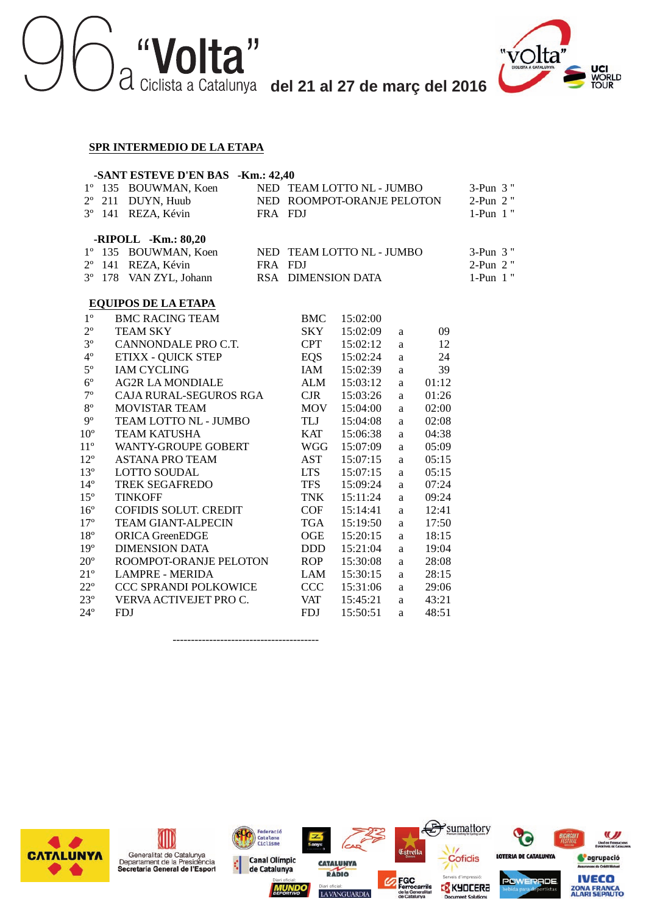## SPR INTERMEDIO DE LA ETAPA

**-SANT ESTEVE D'EN BAS -Km.: 42,40**

| | | | | | |
|---|---|---|---|---|---|
| 1º | 135 | BOUWMAN, Koen | NED | TEAM LOTTO NL - JUMBO | 3-Pun 3 " |
| 2º | 211 | DUYN, Huub | NED | ROOMPOT-ORANJE PELOTON | 2-Pun 2 " |
| 3º | 141 | REZA, Kévin | FRA | FDJ | 1-Pun 1 " |

**-RIPOLL -Km.: 80,20**

| | | | | | |
|---|---|---|---|---|---|
| 1º | 135 | BOUWMAN, Koen | NED | TEAM LOTTO NL - JUMBO | 3-Pun 3 " |
| 2º | 141 | REZA, Kévin | FRA | FDJ | 2-Pun 2 " |
| 3º | 178 | VAN ZYL, Johann | RSA | DIMENSION DATA | 1-Pun 1 " |

## EQUIPOS DE LA ETAPA

| | | | | | |
|---|---|---|---|---|---|
| 1º | BMC RACING TEAM | BMC | 15:02:00 | | |
| 2º | TEAM SKY | SKY | 15:02:09 | a | 09 |
| 3º | CANNONDALE PRO C.T. | CPT | 15:02:12 | a | 12 |
| 4º | ETIXX - QUICK STEP | EQS | 15:02:24 | a | 24 |
| 5º | IAM CYCLING | IAM | 15:02:39 | a | 39 |
| 6º | AG2R LA MONDIALE | ALM | 15:03:12 | a | 01:12 |
| 7º | CAJA RURAL-SEGUROS RGA | CJR | 15:03:26 | a | 01:26 |
| 8º | MOVISTAR TEAM | MOV | 15:04:00 | a | 02:00 |
| 9º | TEAM LOTTO NL - JUMBO | TLJ | 15:04:08 | a | 02:08 |
| 10º | TEAM KATUSHA | KAT | 15:06:38 | a | 04:38 |
| 11º | WANTY-GROUPE GOBERT | WGG | 15:07:09 | a | 05:09 |
| 12º | ASTANA PRO TEAM | AST | 15:07:15 | a | 05:15 |
| 13º | LOTTO SOUDAL | LTS | 15:07:15 | a | 05:15 |
| 14º | TREK SEGAFREDO | TFS | 15:09:24 | a | 07:24 |
| 15º | TINKOFF | TNK | 15:11:24 | a | 09:24 |
| 16º | COFIDIS SOLUT. CREDIT | COF | 15:14:41 | a | 12:41 |
| 17º | TEAM GIANT-ALPECIN | TGA | 15:19:50 | a | 17:50 |
| 18º | ORICA GreenEDGE | OGE | 15:20:15 | a | 18:15 |
| 19º | DIMENSION DATA | DDD | 15:21:04 | a | 19:04 |
| 20º | ROOMPOT-ORANJE PELOTON | ROP | 15:30:08 | a | 28:08 |
| 21º | LAMPRE - MERIDA | LAM | 15:30:15 | a | 28:15 |
| 22º | CCC SPRANDI POLKOWICE | CCC | 15:31:06 | a | 29:06 |
| 23º | VERVA ACTIVEJET PRO C. | VAT | 15:45:21 | a | 43:21 |
| 24º | FDJ | FDJ | 15:50:51 | a | 48:51 |

----------------------------------------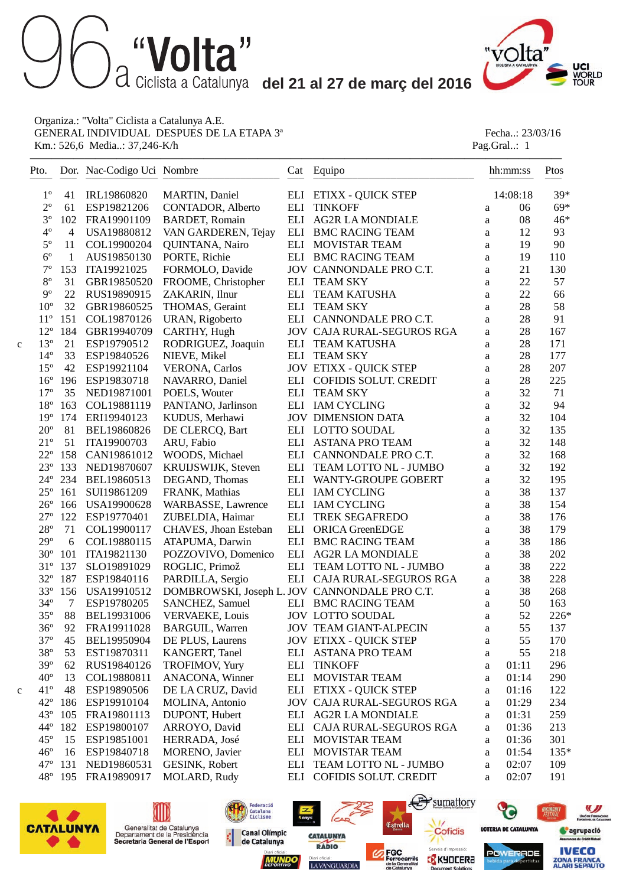# 96a "Volta" Ciclista a Catalunya del 21 al 27 de març del 2016

Organiza..: "Volta" Ciclista a Catalunya A.E.
GENERAL INDIVIDUAL DESPUES DE LA ETAPA 3ª
Km.: 526,6 Media..: 37,246-K/h

Fecha..: 23/03/16
Pag.Gral..: 1

| | Pto. | Dor. | Nac-Codigo Uci | Nombre | Cat | Equipo | | hh:mm:ss | Ptos |
|---|---|---|---|---|---|---|---|---|---|
| | 1º | 41 | IRL19860820 | MARTIN, Daniel | ELI | ETIXX - QUICK STEP | | 14:08:18 | 39* |
| | 2º | 61 | ESP19821206 | CONTADOR, Alberto | ELI | TINKOFF | a | 06 | 69* |
| | 3º | 102 | FRA19901109 | BARDET, Romain | ELI | AG2R LA MONDIALE | a | 08 | 46* |
| | 4º | 4 | USA19880812 | VAN GARDEREN, Tejay | ELI | BMC RACING TEAM | a | 12 | 93 |
| | 5º | 11 | COL19900204 | QUINTANA, Nairo | ELI | MOVISTAR TEAM | a | 19 | 90 |
| | 6º | 1 | AUS19850130 | PORTE, Richie | ELI | BMC RACING TEAM | a | 19 | 110 |
| | 7º | 153 | ITA19921025 | FORMOLO, Davide | JOV | CANNONDALE PRO C.T. | a | 21 | 130 |
| | 8º | 31 | GBR19850520 | FROOME, Christopher | ELI | TEAM SKY | a | 22 | 57 |
| | 9º | 22 | RUS19890915 | ZAKARIN, Ilnur | ELI | TEAM KATUSHA | a | 22 | 66 |
| | 10º | 32 | GBR19860525 | THOMAS, Geraint | ELI | TEAM SKY | a | 28 | 58 |
| | 11º | 151 | COL19870126 | URAN, Rigoberto | ELI | CANNONDALE PRO C.T. | a | 28 | 91 |
| | 12º | 184 | GBR19940709 | CARTHY, Hugh | JOV | CAJA RURAL-SEGUROS RGA | a | 28 | 167 |
| c | 13º | 21 | ESP19790512 | RODRIGUEZ, Joaquin | ELI | TEAM KATUSHA | a | 28 | 171 |
| | 14º | 33 | ESP19840526 | NIEVE, Mikel | ELI | TEAM SKY | a | 28 | 177 |
| | 15º | 42 | ESP19921104 | VERONA, Carlos | JOV | ETIXX - QUICK STEP | a | 28 | 207 |
| | 16º | 196 | ESP19830718 | NAVARRO, Daniel | ELI | COFIDIS SOLUT. CREDIT | a | 28 | 225 |
| | 17º | 35 | NED19871001 | POELS, Wouter | ELI | TEAM SKY | a | 32 | 71 |
| | 18º | 163 | COL19881119 | PANTANO, Jarlinson | ELI | IAM CYCLING | a | 32 | 94 |
| | 19º | 174 | ERI19940123 | KUDUS, Merhawi | JOV | DIMENSION DATA | a | 32 | 104 |
| | 20º | 81 | BEL19860826 | DE CLERCQ, Bart | ELI | LOTTO SOUDAL | a | 32 | 135 |
| | 21º | 51 | ITA19900703 | ARU, Fabio | ELI | ASTANA PRO TEAM | a | 32 | 148 |
| | 22º | 158 | CAN19861012 | WOODS, Michael | ELI | CANNONDALE PRO C.T. | a | 32 | 168 |
| | 23º | 133 | NED19870607 | KRUIJSWIJK, Steven | ELI | TEAM LOTTO NL - JUMBO | a | 32 | 192 |
| | 24º | 234 | BEL19860513 | DEGAND, Thomas | ELI | WANTY-GROUPE GOBERT | a | 32 | 195 |
| | 25º | 161 | SUI19861209 | FRANK, Mathias | ELI | IAM CYCLING | a | 38 | 137 |
| | 26º | 166 | USA19900628 | WARBASSE, Lawrence | ELI | IAM CYCLING | a | 38 | 154 |
| | 27º | 122 | ESP19770401 | ZUBELDIA, Haimar | ELI | TREK SEGAFREDO | a | 38 | 176 |
| | 28º | 71 | COL19900117 | CHAVES, Jhoan Esteban | ELI | ORICA GreenEDGE | a | 38 | 179 |
| | 29º | 6 | COL19880115 | ATAPUMA, Darwin | ELI | BMC RACING TEAM | a | 38 | 186 |
| | 30º | 101 | ITA19821130 | POZZOVIVO, Domenico | ELI | AG2R LA MONDIALE | a | 38 | 202 |
| | 31º | 137 | SLO19891029 | ROGLIC, Primož | ELI | TEAM LOTTO NL - JUMBO | a | 38 | 222 |
| | 32º | 187 | ESP19840116 | PARDILLA, Sergio | ELI | CAJA RURAL-SEGUROS RGA | a | 38 | 228 |
| | 33º | 156 | USA19910512 | DOMBROWSKI, Joseph L. | JOV | CANNONDALE PRO C.T. | a | 38 | 268 |
| | 34º | 7 | ESP19780205 | SANCHEZ, Samuel | ELI | BMC RACING TEAM | a | 50 | 163 |
| | 35º | 88 | BEL19931006 | VERVAEKE, Louis | JOV | LOTTO SOUDAL | a | 52 | 226* |
| | 36º | 92 | FRA19911028 | BARGUIL, Warren | JOV | TEAM GIANT-ALPECIN | a | 55 | 137 |
| | 37º | 45 | BEL19950904 | DE PLUS, Laurens | JOV | ETIXX - QUICK STEP | a | 55 | 170 |
| | 38º | 53 | EST19870311 | KANGERT, Tanel | ELI | ASTANA PRO TEAM | a | 55 | 218 |
| | 39º | 62 | RUS19840126 | TROFIMOV, Yury | ELI | TINKOFF | a | 01:11 | 296 |
| | 40º | 13 | COL19880811 | ANACONA, Winner | ELI | MOVISTAR TEAM | a | 01:14 | 290 |
| c | 41º | 48 | ESP19890506 | DE LA CRUZ, David | ELI | ETIXX - QUICK STEP | a | 01:16 | 122 |
| | 42º | 186 | ESP19910104 | MOLINA, Antonio | JOV | CAJA RURAL-SEGUROS RGA | a | 01:29 | 234 |
| | 43º | 105 | FRA19801113 | DUPONT, Hubert | ELI | AG2R LA MONDIALE | a | 01:31 | 259 |
| | 44º | 182 | ESP19800107 | ARROYO, David | ELI | CAJA RURAL-SEGUROS RGA | a | 01:36 | 213 |
| | 45º | 15 | ESP19851001 | HERRADA, José | ELI | MOVISTAR TEAM | a | 01:36 | 301 |
| | 46º | 16 | ESP19840718 | MORENO, Javier | ELI | MOVISTAR TEAM | a | 01:54 | 135* |
| | 47º | 131 | NED19860531 | GESINK, Robert | ELI | TEAM LOTTO NL - JUMBO | a | 02:07 | 109 |
| | 48º | 195 | FRA19890917 | MOLARD, Rudy | ELI | COFIDIS SOLUT. CREDIT | a | 02:07 | 191 |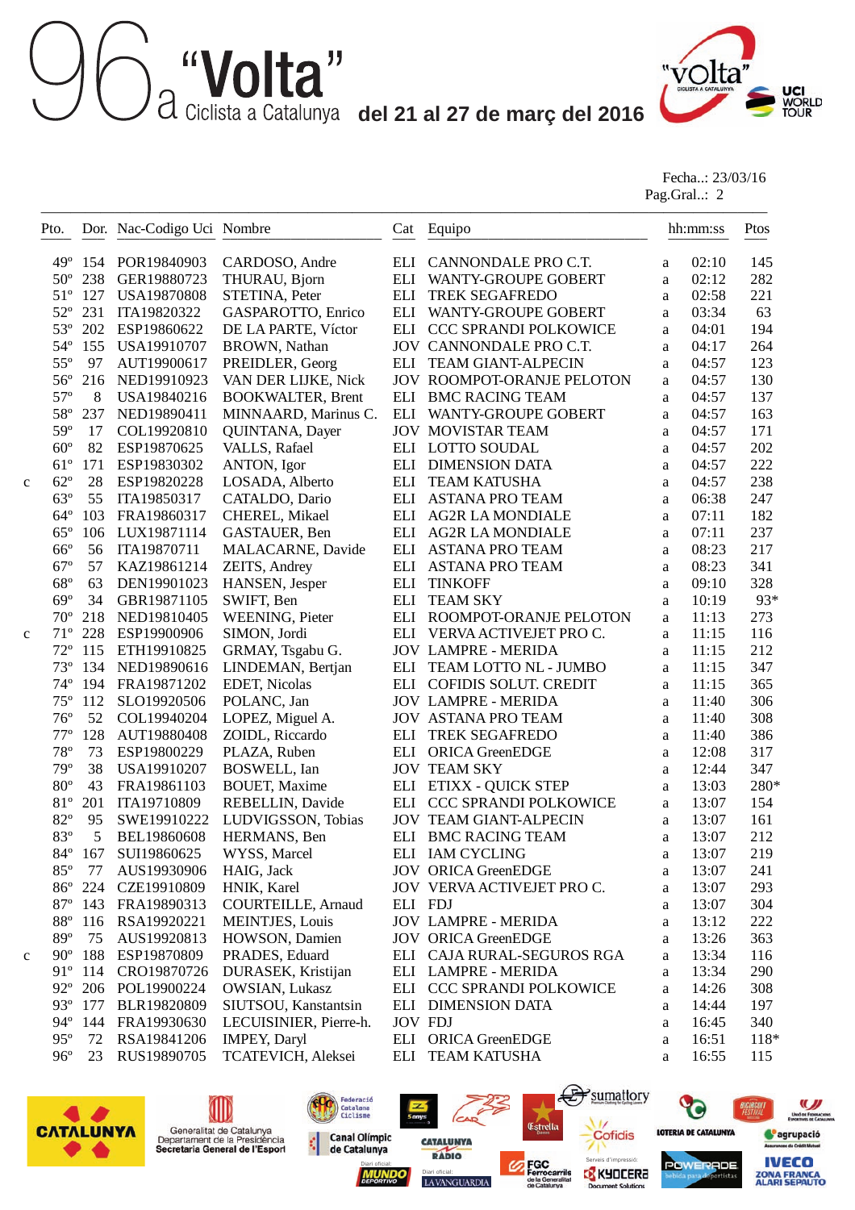# 96a "Volta" Ciclista a Catalunya del 21 al 27 de març del 2016

Fecha..: 23/03/16
Pag.Gral..: 2

| | Pto. | Dor. | Nac-Codigo Uci | Nombre | Cat | Equipo | | hh:mm:ss | Ptos |
|---|---|---|---|---|---|---|---|---|---|
| | 49º | 154 | POR19840903 | CARDOSO, Andre | ELI | CANNONDALE PRO C.T. | a | 02:10 | 145 |
| | 50º | 238 | GER19880723 | THURAU, Bjorn | ELI | WANTY-GROUPE GOBERT | a | 02:12 | 282 |
| | 51º | 127 | USA19870808 | STETINA, Peter | ELI | TREK SEGAFREDO | a | 02:58 | 221 |
| | 52º | 231 | ITA19820322 | GASPAROTTO, Enrico | ELI | WANTY-GROUPE GOBERT | a | 03:34 | 63 |
| | 53º | 202 | ESP19860622 | DE LA PARTE, Víctor | ELI | CCC SPRANDI POLKOWICE | a | 04:01 | 194 |
| | 54º | 155 | USA19910707 | BROWN, Nathan | JOV | CANNONDALE PRO C.T. | a | 04:17 | 264 |
| | 55º | 97 | AUT19900617 | PREIDLER, Georg | ELI | TEAM GIANT-ALPECIN | a | 04:57 | 123 |
| | 56º | 216 | NED19910923 | VAN DER LIJKE, Nick | JOV | ROOMPOT-ORANJE PELOTON | a | 04:57 | 130 |
| | 57º | 8 | USA19840216 | BOOKWALTER, Brent | ELI | BMC RACING TEAM | a | 04:57 | 137 |
| | 58º | 237 | NED19890411 | MINNAARD, Marinus C. | ELI | WANTY-GROUPE GOBERT | a | 04:57 | 163 |
| | 59º | 17 | COL19920810 | QUINTANA, Dayer | JOV | MOVISTAR TEAM | a | 04:57 | 171 |
| | 60º | 82 | ESP19870625 | VALLS, Rafael | ELI | LOTTO SOUDAL | a | 04:57 | 202 |
| | 61º | 171 | ESP19830302 | ANTON, Igor | ELI | DIMENSION DATA | a | 04:57 | 222 |
| c | 62º | 28 | ESP19820228 | LOSADA, Alberto | ELI | TEAM KATUSHA | a | 04:57 | 238 |
| | 63º | 55 | ITA19850317 | CATALDO, Dario | ELI | ASTANA PRO TEAM | a | 06:38 | 247 |
| | 64º | 103 | FRA19860317 | CHEREL, Mikael | ELI | AG2R LA MONDIALE | a | 07:11 | 182 |
| | 65º | 106 | LUX19871114 | GASTAUER, Ben | ELI | AG2R LA MONDIALE | a | 07:11 | 237 |
| | 66º | 56 | ITA19870711 | MALACARNE, Davide | ELI | ASTANA PRO TEAM | a | 08:23 | 217 |
| | 67º | 57 | KAZ19861214 | ZEITS, Andrey | ELI | ASTANA PRO TEAM | a | 08:23 | 341 |
| | 68º | 63 | DEN19901023 | HANSEN, Jesper | ELI | TINKOFF | a | 09:10 | 328 |
| | 69º | 34 | GBR19871105 | SWIFT, Ben | ELI | TEAM SKY | a | 10:19 | 93* |
| | 70º | 218 | NED19810405 | WEENING, Pieter | ELI | ROOMPOT-ORANJE PELOTON | a | 11:13 | 273 |
| c | 71º | 228 | ESP19900906 | SIMON, Jordi | ELI | VERVA ACTIVEJET PRO C. | a | 11:15 | 116 |
| | 72º | 115 | ETH19910825 | GRMAY, Tsgabu G. | JOV | LAMPRE - MERIDA | a | 11:15 | 212 |
| | 73º | 134 | NED19890616 | LINDEMAN, Bertjan | ELI | TEAM LOTTO NL - JUMBO | a | 11:15 | 347 |
| | 74º | 194 | FRA19871202 | EDET, Nicolas | ELI | COFIDIS SOLUT. CREDIT | a | 11:15 | 365 |
| | 75º | 112 | SLO19920506 | POLANC, Jan | JOV | LAMPRE - MERIDA | a | 11:40 | 306 |
| | 76º | 52 | COL19940204 | LOPEZ, Miguel A. | JOV | ASTANA PRO TEAM | a | 11:40 | 308 |
| | 77º | 128 | AUT19880408 | ZOIDL, Riccardo | ELI | TREK SEGAFREDO | a | 11:40 | 386 |
| | 78º | 73 | ESP19800229 | PLAZA, Ruben | ELI | ORICA GreenEDGE | a | 12:08 | 317 |
| | 79º | 38 | USA19910207 | BOSWELL, Ian | JOV | TEAM SKY | a | 12:44 | 347 |
| | 80º | 43 | FRA19861103 | BOUET, Maxime | ELI | ETIXX - QUICK STEP | a | 13:03 | 280* |
| | 81º | 201 | ITA19710809 | REBELLIN, Davide | ELI | CCC SPRANDI POLKOWICE | a | 13:07 | 154 |
| | 82º | 95 | SWE19910222 | LUDVIGSSON, Tobias | JOV | TEAM GIANT-ALPECIN | a | 13:07 | 161 |
| | 83º | 5 | BEL19860608 | HERMANS, Ben | ELI | BMC RACING TEAM | a | 13:07 | 212 |
| | 84º | 167 | SUI19860625 | WYSS, Marcel | ELI | IAM CYCLING | a | 13:07 | 219 |
| | 85º | 77 | AUS19930906 | HAIG, Jack | JOV | ORICA GreenEDGE | a | 13:07 | 241 |
| | 86º | 224 | CZE19910809 | HNIK, Karel | JOV | VERVA ACTIVEJET PRO C. | a | 13:07 | 293 |
| | 87º | 143 | FRA19890313 | COURTEILLE, Arnaud | ELI | FDJ | a | 13:07 | 304 |
| | 88º | 116 | RSA19920221 | MEINTJES, Louis | JOV | LAMPRE - MERIDA | a | 13:12 | 222 |
| | 89º | 75 | AUS19920813 | HOWSON, Damien | JOV | ORICA GreenEDGE | a | 13:26 | 363 |
| c | 90º | 188 | ESP19870809 | PRADES, Eduard | ELI | CAJA RURAL-SEGUROS RGA | a | 13:34 | 116 |
| | 91º | 114 | CRO19870726 | DURASEK, Kristijan | ELI | LAMPRE - MERIDA | a | 13:34 | 290 |
| | 92º | 206 | POL19900224 | OWSIAN, Lukasz | ELI | CCC SPRANDI POLKOWICE | a | 14:26 | 308 |
| | 93º | 177 | BLR19820809 | SIUTSOU, Kanstantsin | ELI | DIMENSION DATA | a | 14:44 | 197 |
| | 94º | 144 | FRA19930630 | LECUISINIER, Pierre-h. | JOV | FDJ | a | 16:45 | 340 |
| | 95º | 72 | RSA19841206 | IMPEY, Daryl | ELI | ORICA GreenEDGE | a | 16:51 | 118* |
| | 96º | 23 | RUS19890705 | TCATEVICH, Aleksei | ELI | TEAM KATUSHA | a | 16:55 | 115 |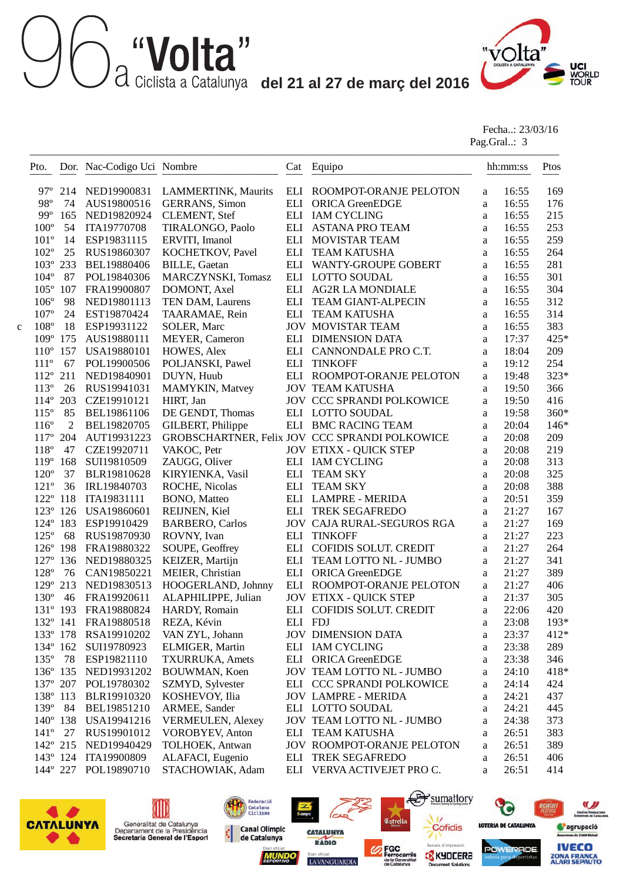# 96a "Volta" Ciclista a Catalunya del 21 al 27 de març del 2016

Fecha..: 23/03/16
Pag.Gral..: 3

| | Pto. | Dor. | Nac-Codigo Uci | Nombre | Cat | Equipo | | hh:mm:ss | Ptos |
|---|---|---|---|---|---|---|---|---|---|
| | 97º | 214 | NED19900831 | LAMMERTINK, Maurits | ELI | ROOMPOT-ORANJE PELOTON | a | 16:55 | 169 |
| | 98º | 74 | AUS19800516 | GERRANS, Simon | ELI | ORICA GreenEDGE | a | 16:55 | 176 |
| | 99º | 165 | NED19820924 | CLEMENT, Stef | ELI | IAM CYCLING | a | 16:55 | 215 |
| | 100º | 54 | ITA19770708 | TIRALONGO, Paolo | ELI | ASTANA PRO TEAM | a | 16:55 | 253 |
| | 101º | 14 | ESP19831115 | ERVITI, Imanol | ELI | MOVISTAR TEAM | a | 16:55 | 259 |
| | 102º | 25 | RUS19860307 | KOCHETKOV, Pavel | ELI | TEAM KATUSHA | a | 16:55 | 264 |
| | 103º | 233 | BEL19880406 | BILLE, Gaetan | ELI | WANTY-GROUPE GOBERT | a | 16:55 | 281 |
| | 104º | 87 | POL19840306 | MARCZYNSKI, Tomasz | ELI | LOTTO SOUDAL | a | 16:55 | 301 |
| | 105º | 107 | FRA19900807 | DOMONT, Axel | ELI | AG2R LA MONDIALE | a | 16:55 | 304 |
| | 106º | 98 | NED19801113 | TEN DAM, Laurens | ELI | TEAM GIANT-ALPECIN | a | 16:55 | 312 |
| | 107º | 24 | EST19870424 | TAARAMAE, Rein | ELI | TEAM KATUSHA | a | 16:55 | 314 |
| c | 108º | 18 | ESP19931122 | SOLER, Marc | JOV | MOVISTAR TEAM | a | 16:55 | 383 |
| | 109º | 175 | AUS19880111 | MEYER, Cameron | ELI | DIMENSION DATA | a | 17:37 | 425* |
| | 110º | 157 | USA19880101 | HOWES, Alex | ELI | CANNONDALE PRO C.T. | a | 18:04 | 209 |
| | 111º | 67 | POL19900506 | POLJANSKI, Pawel | ELI | TINKOFF | a | 19:12 | 254 |
| | 112º | 211 | NED19840901 | DUYN, Huub | ELI | ROOMPOT-ORANJE PELOTON | a | 19:48 | 323* |
| | 113º | 26 | RUS19941031 | MAMYKIN, Matvey | JOV | TEAM KATUSHA | a | 19:50 | 366 |
| | 114º | 203 | CZE19910121 | HIRT, Jan | JOV | CCC SPRANDI POLKOWICE | a | 19:50 | 416 |
| | 115º | 85 | BEL19861106 | DE GENDT, Thomas | ELI | LOTTO SOUDAL | a | 19:58 | 360* |
| | 116º | 2 | BEL19820705 | GILBERT, Philippe | ELI | BMC RACING TEAM | a | 20:04 | 146* |
| | 117º | 204 | AUT19931223 | GROBSCHARTNER, Felix | JOV | CCC SPRANDI POLKOWICE | a | 20:08 | 209 |
| | 118º | 47 | CZE19920711 | VAKOC, Petr | JOV | ETIXX - QUICK STEP | a | 20:08 | 219 |
| | 119º | 168 | SUI19810509 | ZAUGG, Oliver | ELI | IAM CYCLING | a | 20:08 | 313 |
| | 120º | 37 | BLR19810628 | KIRYIENKA, Vasil | ELI | TEAM SKY | a | 20:08 | 325 |
| | 121º | 36 | IRL19840703 | ROCHE, Nicolas | ELI | TEAM SKY | a | 20:08 | 388 |
| | 122º | 118 | ITA19831111 | BONO, Matteo | ELI | LAMPRE - MERIDA | a | 20:51 | 359 |
| | 123º | 126 | USA19860601 | REIJNEN, Kiel | ELI | TREK SEGAFREDO | a | 21:27 | 167 |
| | 124º | 183 | ESP19910429 | BARBERO, Carlos | JOV | CAJA RURAL-SEGUROS RGA | a | 21:27 | 169 |
| | 125º | 68 | RUS19870930 | ROVNY, Ivan | ELI | TINKOFF | a | 21:27 | 223 |
| | 126º | 198 | FRA19880322 | SOUPE, Geoffrey | ELI | COFIDIS SOLUT. CREDIT | a | 21:27 | 264 |
| | 127º | 136 | NED19880325 | KEIZER, Martijn | ELI | TEAM LOTTO NL - JUMBO | a | 21:27 | 341 |
| | 128º | 76 | CAN19850221 | MEIER, Christian | ELI | ORICA GreenEDGE | a | 21:27 | 389 |
| | 129º | 213 | NED19830513 | HOOGERLAND, Johnny | ELI | ROOMPOT-ORANJE PELOTON | a | 21:27 | 406 |
| | 130º | 46 | FRA19920611 | ALAPHILIPPE, Julian | JOV | ETIXX - QUICK STEP | a | 21:37 | 305 |
| | 131º | 193 | FRA19880824 | HARDY, Romain | ELI | COFIDIS SOLUT. CREDIT | a | 22:06 | 420 |
| | 132º | 141 | FRA19880518 | REZA, Kévin | ELI | FDJ | a | 23:08 | 193* |
| | 133º | 178 | RSA19910202 | VAN ZYL, Johann | JOV | DIMENSION DATA | a | 23:37 | 412* |
| | 134º | 162 | SUI19780923 | ELMIGER, Martin | ELI | IAM CYCLING | a | 23:38 | 289 |
| | 135º | 78 | ESP19821110 | TXURRUKA, Amets | ELI | ORICA GreenEDGE | a | 23:38 | 346 |
| | 136º | 135 | NED19931202 | BOUWMAN, Koen | JOV | TEAM LOTTO NL - JUMBO | a | 24:10 | 418* |
| | 137º | 207 | POL19780302 | SZMYD, Sylvester | ELI | CCC SPRANDI POLKOWICE | a | 24:14 | 424 |
| | 138º | 113 | BLR19910320 | KOSHEVOY, Ilia | JOV | LAMPRE - MERIDA | a | 24:21 | 437 |
| | 139º | 84 | BEL19851210 | ARMEE, Sander | ELI | LOTTO SOUDAL | a | 24:21 | 445 |
| | 140º | 138 | USA19941216 | VERMEULEN, Alexey | JOV | TEAM LOTTO NL - JUMBO | a | 24:38 | 373 |
| | 141º | 27 | RUS19901012 | VOROBYEV, Anton | ELI | TEAM KATUSHA | a | 26:51 | 383 |
| | 142º | 215 | NED19940429 | TOLHOEK, Antwan | JOV | ROOMPOT-ORANJE PELOTON | a | 26:51 | 389 |
| | 143º | 124 | ITA19900809 | ALAFACI, Eugenio | ELI | TREK SEGAFREDO | a | 26:51 | 406 |
| | 144º | 227 | POL19890710 | STACHOWIAK, Adam | ELI | VERVA ACTIVEJET PRO C. | a | 26:51 | 414 |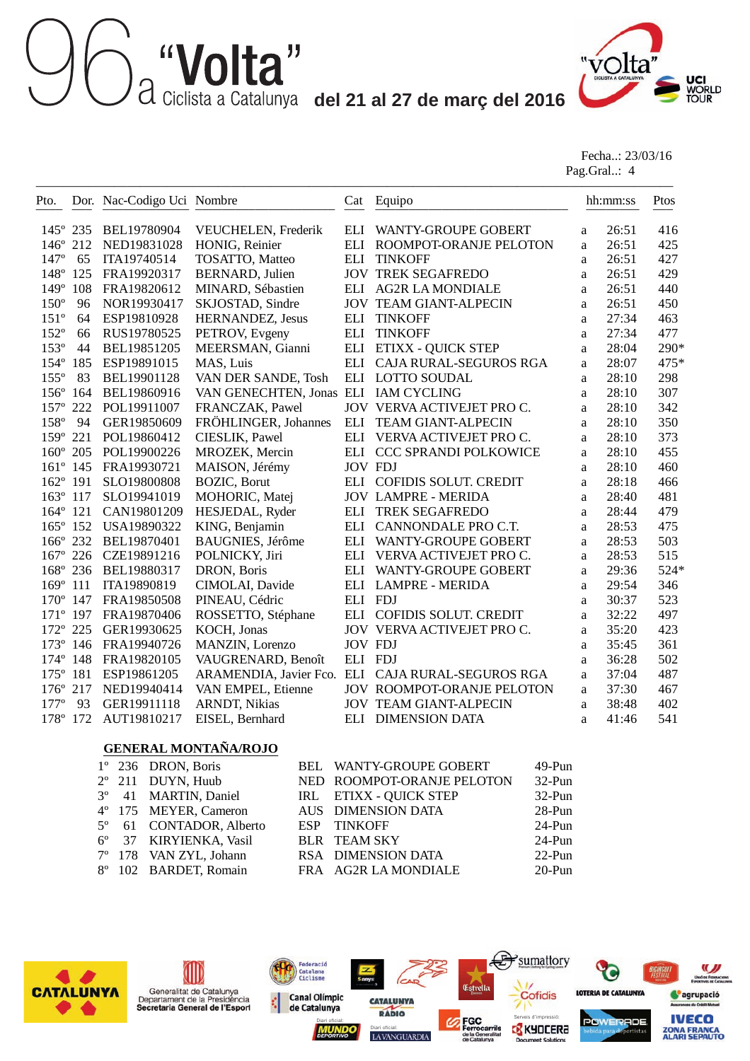# 96a "Volta" Ciclista a Catalunya del 21 al 27 de març del 2016

Fecha..: 23/03/16
Pag.Gral..: 4

| Pto. | Dor. | Nac-Codigo Uci | Nombre | Cat | Equipo | | hh:mm:ss | Ptos |
|---|---|---|---|---|---|---|---|---|
| 145º | 235 | BEL19780904 | VEUCHELEN, Frederik | ELI | WANTY-GROUPE GOBERT | a | 26:51 | 416 |
| 146º | 212 | NED19831028 | HONIG, Reinier | ELI | ROOMPOT-ORANJE PELOTON | a | 26:51 | 425 |
| 147º | 65 | ITA19740514 | TOSATTO, Matteo | ELI | TINKOFF | a | 26:51 | 427 |
| 148º | 125 | FRA19920317 | BERNARD, Julien | JOV | TREK SEGAFREDO | a | 26:51 | 429 |
| 149º | 108 | FRA19820612 | MINARD, Sébastien | ELI | AG2R LA MONDIALE | a | 26:51 | 440 |
| 150º | 96 | NOR19930417 | SKJOSTAD, Sindre | JOV | TEAM GIANT-ALPECIN | a | 26:51 | 450 |
| 151º | 64 | ESP19810928 | HERNANDEZ, Jesus | ELI | TINKOFF | a | 27:34 | 463 |
| 152º | 66 | RUS19780525 | PETROV, Evgeny | ELI | TINKOFF | a | 27:34 | 477 |
| 153º | 44 | BEL19851205 | MEERSMAN, Gianni | ELI | ETIXX - QUICK STEP | a | 28:04 | 290* |
| 154º | 185 | ESP19891015 | MAS, Luis | ELI | CAJA RURAL-SEGUROS RGA | a | 28:07 | 475* |
| 155º | 83 | BEL19901128 | VAN DER SANDE, Tosh | ELI | LOTTO SOUDAL | a | 28:10 | 298 |
| 156º | 164 | BEL19860916 | VAN GENECHTEN, Jonas | ELI | IAM CYCLING | a | 28:10 | 307 |
| 157º | 222 | POL19911007 | FRANCZAK, Pawel | JOV | VERVA ACTIVEJET PRO C. | a | 28:10 | 342 |
| 158º | 94 | GER19850609 | FRÖHLINGER, Johannes | ELI | TEAM GIANT-ALPECIN | a | 28:10 | 350 |
| 159º | 221 | POL19860412 | CIESLIK, Pawel | ELI | VERVA ACTIVEJET PRO C. | a | 28:10 | 373 |
| 160º | 205 | POL19900226 | MROZEK, Mercin | ELI | CCC SPRANDI POLKOWICE | a | 28:10 | 455 |
| 161º | 145 | FRA19930721 | MAISON, Jérémy | JOV | FDJ | a | 28:10 | 460 |
| 162º | 191 | SLO19800808 | BOZIC, Borut | ELI | COFIDIS SOLUT. CREDIT | a | 28:18 | 466 |
| 163º | 117 | SLO19941019 | MOHORIC, Matej | JOV | LAMPRE - MERIDA | a | 28:40 | 481 |
| 164º | 121 | CAN19801209 | HESJEDAL, Ryder | ELI | TREK SEGAFREDO | a | 28:44 | 479 |
| 165º | 152 | USA19890322 | KING, Benjamin | ELI | CANNONDALE PRO C.T. | a | 28:53 | 475 |
| 166º | 232 | BEL19870401 | BAUGNIES, Jérôme | ELI | WANTY-GROUPE GOBERT | a | 28:53 | 503 |
| 167º | 226 | CZE19891216 | POLNICKY, Jiri | ELI | VERVA ACTIVEJET PRO C. | a | 28:53 | 515 |
| 168º | 236 | BEL19880317 | DRON, Boris | ELI | WANTY-GROUPE GOBERT | a | 29:36 | 524* |
| 169º | 111 | ITA19890819 | CIMOLAI, Davide | ELI | LAMPRE - MERIDA | a | 29:54 | 346 |
| 170º | 147 | FRA19850508 | PINEAU, Cédric | ELI | FDJ | a | 30:37 | 523 |
| 171º | 197 | FRA19870406 | ROSSETTO, Stéphane | ELI | COFIDIS SOLUT. CREDIT | a | 32:22 | 497 |
| 172º | 225 | GER19930625 | KOCH, Jonas | JOV | VERVA ACTIVEJET PRO C. | a | 35:20 | 423 |
| 173º | 146 | FRA19940726 | MANZIN, Lorenzo | JOV | FDJ | a | 35:45 | 361 |
| 174º | 148 | FRA19820105 | VAUGRENARD, Benoît | ELI | FDJ | a | 36:28 | 502 |
| 175º | 181 | ESP19861205 | ARAMENDIA, Javier Fco. | ELI | CAJA RURAL-SEGUROS RGA | a | 37:04 | 487 |
| 176º | 217 | NED19940414 | VAN EMPEL, Etienne | JOV | ROOMPOT-ORANJE PELOTON | a | 37:30 | 467 |
| 177º | 93 | GER19911118 | ARNDT, Nikias | JOV | TEAM GIANT-ALPECIN | a | 38:48 | 402 |
| 178º | 172 | AUT19810217 | EISEL, Bernhard | ELI | DIMENSION DATA | a | 41:46 | 541 |

## GENERAL MONTAÑA/ROJO

| Pto. | Dor. | Nombre | Nac | Equipo | Puntos |
|---|---|---|---|---|---|
| 1º | 236 | DRON, Boris | BEL | WANTY-GROUPE GOBERT | 49-Pun |
| 2º | 211 | DUYN, Huub | NED | ROOMPOT-ORANJE PELOTON | 32-Pun |
| 3º | 41 | MARTIN, Daniel | IRL | ETIXX - QUICK STEP | 32-Pun |
| 4º | 175 | MEYER, Cameron | AUS | DIMENSION DATA | 28-Pun |
| 5º | 61 | CONTADOR, Alberto | ESP | TINKOFF | 24-Pun |
| 6º | 37 | KIRYIENKA, Vasil | BLR | TEAM SKY | 24-Pun |
| 7º | 178 | VAN ZYL, Johann | RSA | DIMENSION DATA | 22-Pun |
| 8º | 102 | BARDET, Romain | FRA | AG2R LA MONDIALE | 20-Pun |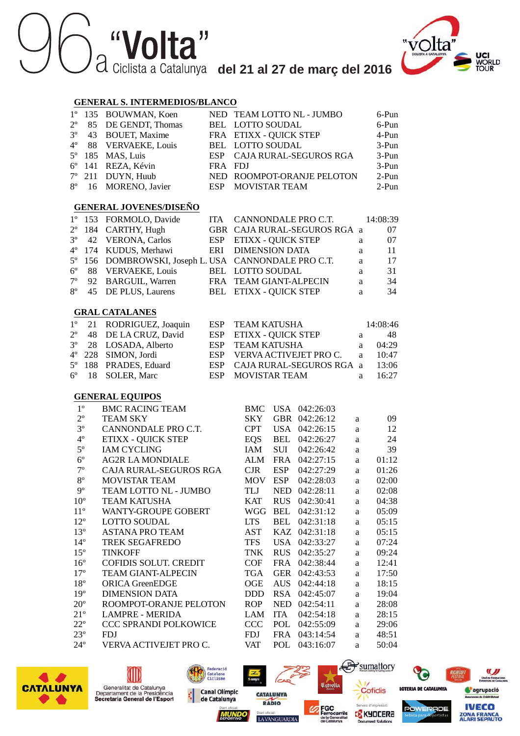# 96a "Volta" Ciclista a Catalunya del 21 al 27 de març del 2016

## GENERAL S. INTERMEDIOS/BLANCO

| | | | | | |
|---|---|---|---|---|---|
| 1º | 135 | BOUWMAN, Koen | NED | TEAM LOTTO NL - JUMBO | 6-Pun |
| 2º | 85 | DE GENDT, Thomas | BEL | LOTTO SOUDAL | 6-Pun |
| 3º | 43 | BOUET, Maxime | FRA | ETIXX - QUICK STEP | 4-Pun |
| 4º | 88 | VERVAEKE, Louis | BEL | LOTTO SOUDAL | 3-Pun |
| 5º | 185 | MAS, Luis | ESP | CAJA RURAL-SEGUROS RGA | 3-Pun |
| 6º | 141 | REZA, Kévin | FRA | FDJ | 3-Pun |
| 7º | 211 | DUYN, Huub | NED | ROOMPOT-ORANJE PELOTON | 2-Pun |
| 8º | 16 | MORENO, Javier | ESP | MOVISTAR TEAM | 2-Pun |

## GENERAL JOVENES/DISEÑO

| | | | | | | |
|---|---|---|---|---|---|---|
| 1º | 153 | FORMOLO, Davide | ITA | CANNONDALE PRO C.T. | | 14:08:39 |
| 2º | 184 | CARTHY, Hugh | GBR | CAJA RURAL-SEGUROS RGA | a | 07 |
| 3º | 42 | VERONA, Carlos | ESP | ETIXX - QUICK STEP | a | 07 |
| 4º | 174 | KUDUS, Merhawi | ERI | DIMENSION DATA | a | 11 |
| 5º | 156 | DOMBROWSKI, Joseph L. | USA | CANNONDALE PRO C.T. | a | 17 |
| 6º | 88 | VERVAEKE, Louis | BEL | LOTTO SOUDAL | a | 31 |
| 7º | 92 | BARGUIL, Warren | FRA | TEAM GIANT-ALPECIN | a | 34 |
| 8º | 45 | DE PLUS, Laurens | BEL | ETIXX - QUICK STEP | a | 34 |

## GRAL CATALANES

| | | | | | | |
|---|---|---|---|---|---|---|
| 1º | 21 | RODRIGUEZ, Joaquin | ESP | TEAM KATUSHA | | 14:08:46 |
| 2º | 48 | DE LA CRUZ, David | ESP | ETIXX - QUICK STEP | a | 48 |
| 3º | 28 | LOSADA, Alberto | ESP | TEAM KATUSHA | a | 04:29 |
| 4º | 228 | SIMON, Jordi | ESP | VERVA ACTIVEJET PRO C. | a | 10:47 |
| 5º | 188 | PRADES, Eduard | ESP | CAJA RURAL-SEGUROS RGA | a | 13:06 |
| 6º | 18 | SOLER, Marc | ESP | MOVISTAR TEAM | a | 16:27 |

## GENERAL EQUIPOS

| | | | | | | |
|---|---|---|---|---|---|---|
| 1º | BMC RACING TEAM | BMC | USA | 042:26:03 | | |
| 2º | TEAM SKY | SKY | GBR | 042:26:12 | a | 09 |
| 3º | CANNONDALE PRO C.T. | CPT | USA | 042:26:15 | a | 12 |
| 4º | ETIXX - QUICK STEP | EQS | BEL | 042:26:27 | a | 24 |
| 5º | IAM CYCLING | IAM | SUI | 042:26:42 | a | 39 |
| 6º | AG2R LA MONDIALE | ALM | FRA | 042:27:15 | a | 01:12 |
| 7º | CAJA RURAL-SEGUROS RGA | CJR | ESP | 042:27:29 | a | 01:26 |
| 8º | MOVISTAR TEAM | MOV | ESP | 042:28:03 | a | 02:00 |
| 9º | TEAM LOTTO NL - JUMBO | TLJ | NED | 042:28:11 | a | 02:08 |
| 10º | TEAM KATUSHA | KAT | RUS | 042:30:41 | a | 04:38 |
| 11º | WANTY-GROUPE GOBERT | WGG | BEL | 042:31:12 | a | 05:09 |
| 12º | LOTTO SOUDAL | LTS | BEL | 042:31:18 | a | 05:15 |
| 13º | ASTANA PRO TEAM | AST | KAZ | 042:31:18 | a | 05:15 |
| 14º | TREK SEGAFREDO | TFS | USA | 042:33:27 | a | 07:24 |
| 15º | TINKOFF | TNK | RUS | 042:35:27 | a | 09:24 |
| 16º | COFIDIS SOLUT. CREDIT | COF | FRA | 042:38:44 | a | 12:41 |
| 17º | TEAM GIANT-ALPECIN | TGA | GER | 042:43:53 | a | 17:50 |
| 18º | ORICA GreenEDGE | OGE | AUS | 042:44:18 | a | 18:15 |
| 19º | DIMENSION DATA | DDD | RSA | 042:45:07 | a | 19:04 |
| 20º | ROOMPOT-ORANJE PELOTON | ROP | NED | 042:54:11 | a | 28:08 |
| 21º | LAMPRE - MERIDA | LAM | ITA | 042:54:18 | a | 28:15 |
| 22º | CCC SPRANDI POLKOWICE | CCC | POL | 042:55:09 | a | 29:06 |
| 23º | FDJ | FDJ | FRA | 043:14:54 | a | 48:51 |
| 24º | VERVA ACTIVEJET PRO C. | VAT | POL | 043:16:07 | a | 50:04 |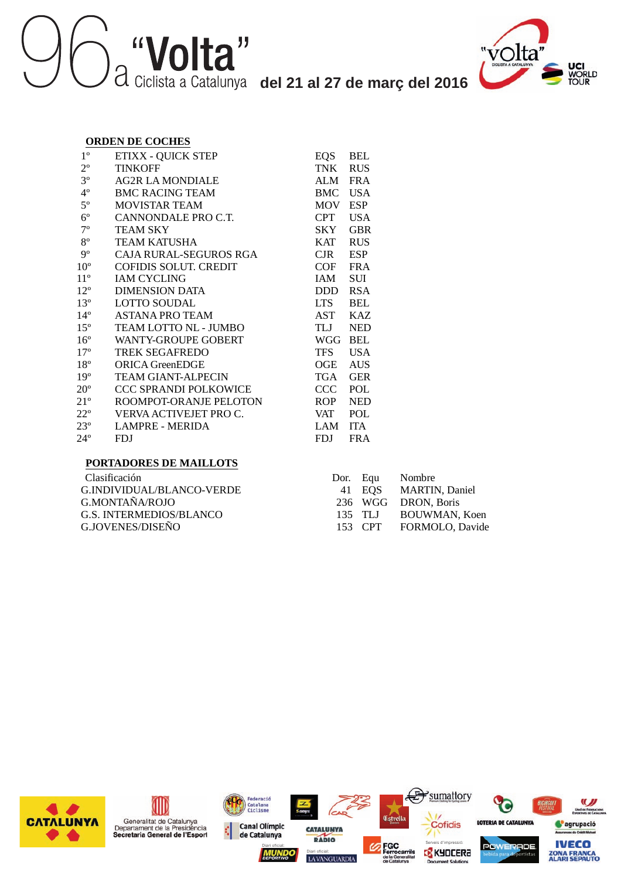# 96a "Volta" Ciclista a Catalunya del 21 al 27 de març del 2016

**ORDEN DE COCHES**

| | | | |
|---|---|---|---|
| 1º | ETIXX - QUICK STEP | EQS | BEL |
| 2º | TINKOFF | TNK | RUS |
| 3º | AG2R LA MONDIALE | ALM | FRA |
| 4º | BMC RACING TEAM | BMC | USA |
| 5º | MOVISTAR TEAM | MOV | ESP |
| 6º | CANNONDALE PRO C.T. | CPT | USA |
| 7º | TEAM SKY | SKY | GBR |
| 8º | TEAM KATUSHA | KAT | RUS |
| 9º | CAJA RURAL-SEGUROS RGA | CJR | ESP |
| 10º | COFIDIS SOLUT. CREDIT | COF | FRA |
| 11º | IAM CYCLING | IAM | SUI |
| 12º | DIMENSION DATA | DDD | RSA |
| 13º | LOTTO SOUDAL | LTS | BEL |
| 14º | ASTANA PRO TEAM | AST | KAZ |
| 15º | TEAM LOTTO NL - JUMBO | TLJ | NED |
| 16º | WANTY-GROUPE GOBERT | WGG | BEL |
| 17º | TREK SEGAFREDO | TFS | USA |
| 18º | ORICA GreenEDGE | OGE | AUS |
| 19º | TEAM GIANT-ALPECIN | TGA | GER |
| 20º | CCC SPRANDI POLKOWICE | CCC | POL |
| 21º | ROOMPOT-ORANJE PELOTON | ROP | NED |
| 22º | VERVA ACTIVEJET PRO C. | VAT | POL |
| 23º | LAMPRE - MERIDA | LAM | ITA |
| 24º | FDJ | FDJ | FRA |

**PORTADORES DE MAILLOTS**

| Clasificación | Dor. | Equ | Nombre |
|---|---|---|---|
| G.INDIVIDUAL/BLANCO-VERDE | 41 | EQS | MARTIN, Daniel |
| G.MONTAÑA/ROJO | 236 | WGG | DRON, Boris |
| G.S. INTERMEDIOS/BLANCO | 135 | TLJ | BOUWMAN, Koen |
| G.JOVENES/DISEÑO | 153 | CPT | FORMOLO, Davide |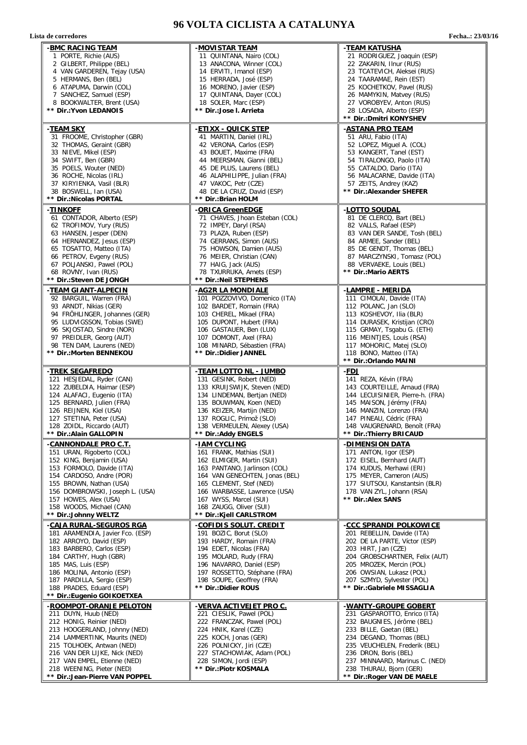# 96 VOLTA CICLISTA A CATALUNYA

**Lista de corredores** **Fecha..: 23/03/16**

| -BMC RACING TEAM | -MOVISTAR TEAM | -TEAM KATUSHA |
|---|---|---|
| 1 PORTE, Richie (AUS) | 11 QUINTANA, Nairo (COL) | 21 RODRIGUEZ, Joaquin (ESP) |
| 2 GILBERT, Philippe (BEL) | 13 ANACONA, Winner (COL) | 22 ZAKARIN, Ilnur (RUS) |
| 4 VAN GARDEREN, Tejay (USA) | 14 ERVITI, Imanol (ESP) | 23 TCATEVICH, Aleksei (RUS) |
| 5 HERMANS, Ben (BEL) | 15 HERRADA, José (ESP) | 24 TAARAMAE, Rein (EST) |
| 6 ATAPUMA, Darwin (COL) | 16 MORENO, Javier (ESP) | 25 KOCHETKOV, Pavel (RUS) |
| 7 SANCHEZ, Samuel (ESP) | 17 QUINTANA, Dayer (COL) | 26 MAMYKIN, Matvey (RUS) |
| 8 BOOKWALTER, Brent (USA) | 18 SOLER, Marc (ESP) | 27 VOROBYEV, Anton (RUS) |
| ** Dir.:Yvon LEDANOIS | ** Dir.:Jose I. Arrieta | 28 LOSADA, Alberto (ESP) |
| | | ** Dir.:Dmitri KONYSHEV |

| -TEAM SKY | -ETIXX - QUICK STEP | -ASTANA PRO TEAM |
|---|---|---|
| 31 FROOME, Christopher (GBR) | 41 MARTIN, Daniel (IRL) | 51 ARU, Fabio (ITA) |
| 32 THOMAS, Geraint (GBR) | 42 VERONA, Carlos (ESP) | 52 LOPEZ, Miguel A. (COL) |
| 33 NIEVE, Mikel (ESP) | 43 BOUET, Maxime (FRA) | 53 KANGERT, Tanel (EST) |
| 34 SWIFT, Ben (GBR) | 44 MEERSMAN, Gianni (BEL) | 54 TIRALONGO, Paolo (ITA) |
| 35 POELS, Wouter (NED) | 45 DE PLUS, Laurens (BEL) | 55 CATALDO, Dario (ITA) |
| 36 ROCHE, Nicolas (IRL) | 46 ALAPHILIPPE, Julian (FRA) | 56 MALACARNE, Davide (ITA) |
| 37 KIRYIENKA, Vasil (BLR) | 47 VAKOC, Petr (CZE) | 57 ZEITS, Andrey (KAZ) |
| 38 BOSWELL, Ian (USA) | 48 DE LA CRUZ, David (ESP) | ** Dir.:Alexander SHEFER |
| ** Dir.:Nicolas PORTAL | ** Dir.:Brian HOLM | |

| -TINKOFF | -ORICA GreenEDGE | -LOTTO SOUDAL |
|---|---|---|
| 61 CONTADOR, Alberto (ESP) | 71 CHAVES, Jhoan Esteban (COL) | 81 DE CLERCQ, Bart (BEL) |
| 62 TROFIMOV, Yury (RUS) | 72 IMPEY, Daryl (RSA) | 82 VALLS, Rafael (ESP) |
| 63 HANSEN, Jesper (DEN) | 73 PLAZA, Ruben (ESP) | 83 VAN DER SANDE, Tosh (BEL) |
| 64 HERNANDEZ, Jesus (ESP) | 74 GERRANS, Simon (AUS) | 84 ARMEE, Sander (BEL) |
| 65 TOSATTO, Matteo (ITA) | 75 HOWSON, Damien (AUS) | 85 DE GENDT, Thomas (BEL) |
| 66 PETROV, Evgeny (RUS) | 76 MEIER, Christian (CAN) | 87 MARCZYNSKI, Tomasz (POL) |
| 67 POLJANSKI, Pawel (POL) | 77 HAIG, Jack (AUS) | 88 VERVAEKE, Louis (BEL) |
| 68 ROVNY, Ivan (RUS) | 78 TXURRUKA, Amets (ESP) | ** Dir.:Mario AERTS |
| ** Dir.:Steven DE JONGH | ** Dir.:Neil STEPHENS | |

| -TEAM GIANT-ALPECIN | -AG2R LA MONDIALE | -LAMPRE - MERIDA |
|---|---|---|
| 92 BARGUIL, Warren (FRA) | 101 POZZOVIVO, Domenico (ITA) | 111 CIMOLAI, Davide (ITA) |
| 93 ARNDT, Nikias (GER) | 102 BARDET, Romain (FRA) | 112 POLANC, Jan (SLO) |
| 94 FRÖHLINGER, Johannes (GER) | 103 CHEREL, Mikael (FRA) | 113 KOSHEVOY, Ilia (BLR) |
| 95 LUDVIGSSON, Tobias (SWE) | 105 DUPONT, Hubert (FRA) | 114 DURASEK, Kristijan (CRO) |
| 96 SKJOSTAD, Sindre (NOR) | 106 GASTAUER, Ben (LUX) | 115 GRMAY, Tsgabu G. (ETH) |
| 97 PREIDLER, Georg (AUT) | 107 DOMONT, Axel (FRA) | 116 MEINTJES, Louis (RSA) |
| 98 TEN DAM, Laurens (NED) | 108 MINARD, Sébastien (FRA) | 117 MOHORIC, Matej (SLO) |
| ** Dir.:Morten BENNEKOU | ** Dir.:Didier JANNEL | 118 BONO, Matteo (ITA) |
| | | ** Dir.:Orlando MAINI |

| -TREK SEGAFREDO | -TEAM LOTTO NL - JUMBO | -FDJ |
|---|---|---|
| 121 HESJEDAL, Ryder (CAN) | 131 GESINK, Robert (NED) | 141 REZA, Kévin (FRA) |
| 122 ZUBELDIA, Haimar (ESP) | 133 KRUIJSWIJK, Steven (NED) | 143 COURTEILLE, Arnaud (FRA) |
| 124 ALAFACI, Eugenio (ITA) | 134 LINDEMAN, Bertjan (NED) | 144 LECUISINIER, Pierre-h. (FRA) |
| 125 BERNARD, Julien (FRA) | 135 BOUWMAN, Koen (NED) | 145 MAISON, Jérémy (FRA) |
| 126 REIJNEN, Kiel (USA) | 136 KEIZER, Martijn (NED) | 146 MANZIN, Lorenzo (FRA) |
| 127 STETINA, Peter (USA) | 137 ROGLIC, Primož (SLO) | 147 PINEAU, Cédric (FRA) |
| 128 ZOIDL, Riccardo (AUT) | 138 VERMEULEN, Alexey (USA) | 148 VAUGRENARD, Benoît (FRA) |
| ** Dir.:Alain GALLOPIN | ** Dir.:Addy ENGELS | ** Dir.:Thierry BRICAUD |

| -CANNONDALE PRO C.T. | -IAM CYCLING | -DIMENSION DATA |
|---|---|---|
| 151 URAN, Rigoberto (COL) | 161 FRANK, Mathias (SUI) | 171 ANTON, Igor (ESP) |
| 152 KING, Benjamin (USA) | 162 ELMIGER, Martin (SUI) | 172 EISEL, Bernhard (AUT) |
| 153 FORMOLO, Davide (ITA) | 163 PANTANO, Jarlinson (COL) | 174 KUDUS, Merhawi (ERI) |
| 154 CARDOSO, Andre (POR) | 164 VAN GENECHTEN, Jonas (BEL) | 175 MEYER, Cameron (AUS) |
| 155 BROWN, Nathan (USA) | 165 CLEMENT, Stef (NED) | 177 SIUTSOU, Kanstantsin (BLR) |
| 156 DOMBROWSKI, Joseph L. (USA) | 166 WARBASSE, Lawrence (USA) | 178 VAN ZYL, Johann (RSA) |
| 157 HOWES, Alex (USA) | 167 WYSS, Marcel (SUI) | ** Dir.:Alex SANS |
| 158 WOODS, Michael (CAN) | 168 ZAUGG, Oliver (SUI) | |
| ** Dir.:Johnny WELTZ | ** Dir.:Kjell CARLSTROM | |

| -CAJA RURAL-SEGUROS RGA | -COFIDIS SOLUT. CREDIT | -CCC SPRANDI POLKOWICE |
|---|---|---|
| 181 ARAMENDIA, Javier Fco. (ESP) | 191 BOZIC, Borut (SLO) | 201 REBELLIN, Davide (ITA) |
| 182 ARROYO, David (ESP) | 193 HARDY, Romain (FRA) | 202 DE LA PARTE, Víctor (ESP) |
| 183 BARBERO, Carlos (ESP) | 194 EDET, Nicolas (FRA) | 203 HIRT, Jan (CZE) |
| 184 CARTHY, Hugh (GBR) | 195 MOLARD, Rudy (FRA) | 204 GROBSCHARTNER, Felix (AUT) |
| 185 MAS, Luis (ESP) | 196 NAVARRO, Daniel (ESP) | 205 MROZEK, Mercin (POL) |
| 186 MOLINA, Antonio (ESP) | 197 ROSSETTO, Stéphane (FRA) | 206 OWSIAN, Lukasz (POL) |
| 187 PARDILLA, Sergio (ESP) | 198 SOUPE, Geoffrey (FRA) | 207 SZMYD, Sylvester (POL) |
| 188 PRADES, Eduard (ESP) | ** Dir.:Didier ROUS | ** Dir.:Gabriele MISSAGLIA |
| ** Dir.:Eugenio GOIKOETXEA | | |

| -ROOMPOT-ORANJE PELOTON | -VERVA ACTIVEJET PRO C. | -WANTY-GROUPE GOBERT |
|---|---|---|
| 211 DUYN, Huub (NED) | 221 CIESLIK, Pawel (POL) | 231 GASPAROTTO, Enrico (ITA) |
| 212 HONIG, Reinier (NED) | 222 FRANCZAK, Pawel (POL) | 232 BAUGNIES, Jérôme (BEL) |
| 213 HOOGERLAND, Johnny (NED) | 224 HNIK, Karel (CZE) | 233 BILLE, Gaetan (BEL) |
| 214 LAMMERTINK, Maurits (NED) | 225 KOCH, Jonas (GER) | 234 DEGAND, Thomas (BEL) |
| 215 TOLHOEK, Antwan (NED) | 226 POLNICKY, Jiri (CZE) | 235 VEUCHELEN, Frederik (BEL) |
| 216 VAN DER LIJKE, Nick (NED) | 227 STACHOWIAK, Adam (POL) | 236 DRON, Boris (BEL) |
| 217 VAN EMPEL, Etienne (NED) | 228 SIMON, Jordi (ESP) | 237 MINNAARD, Marinus C. (NED) |
| 218 WEENING, Pieter (NED) | ** Dir.:Piotr KOSMALA | 238 THURAU, Bjorn (GER) |
| ** Dir.:Jean-Pierre VAN POPPEL | | ** Dir.:Roger VAN DE MAELE |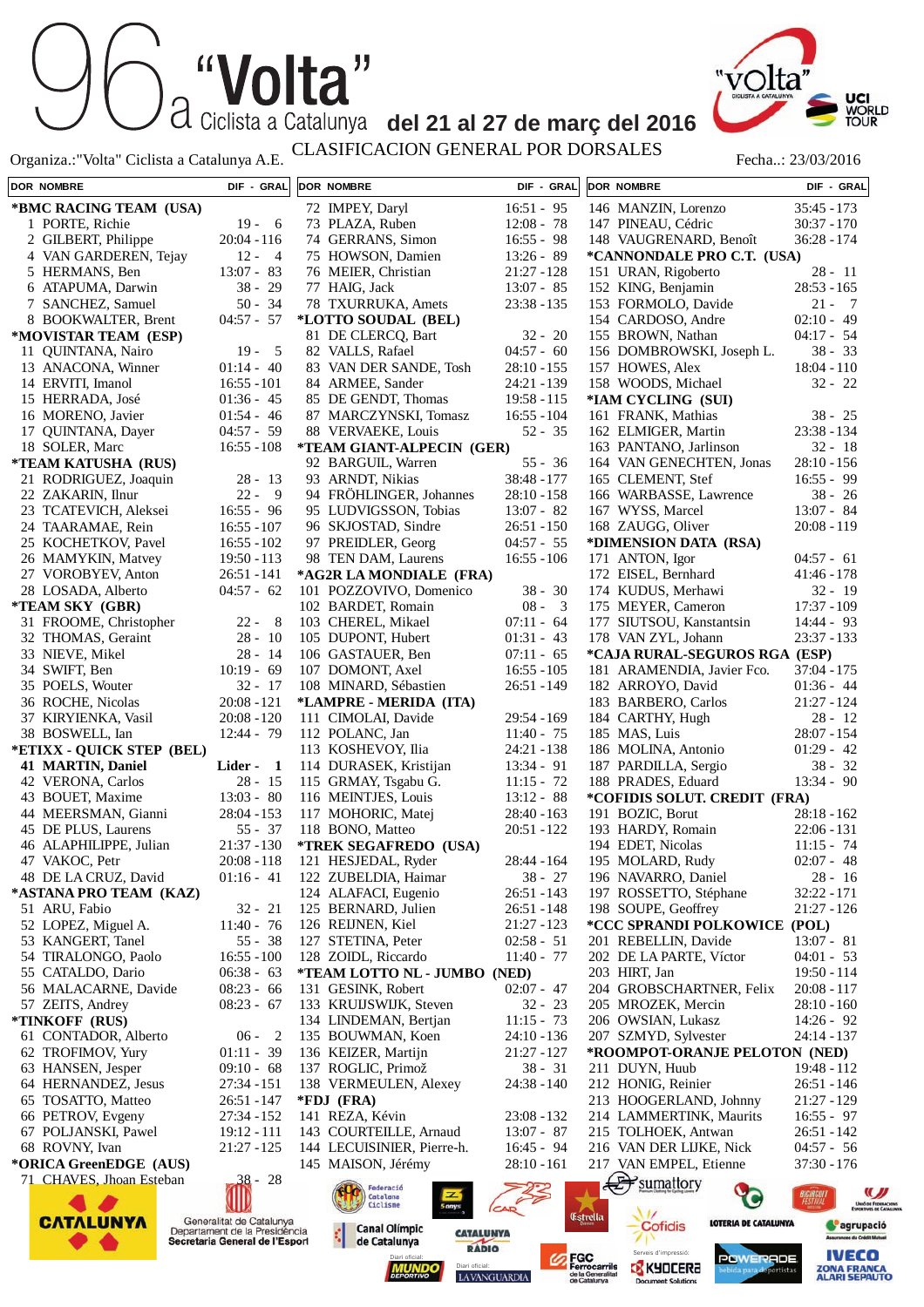# 96a "Volta" Ciclista a Catalunya del 21 al 27 de març del 2016

Organiza.:"Volta" Ciclista a Catalunya A.E.

CLASIFICACION GENERAL POR DORSALES

Fecha..: 23/03/2016

| DOR | NOMBRE | DIF - GRAL |
|---|---|---|
| | *BMC RACING TEAM (USA) | |
| 1 | PORTE, Richie | 19 - 6 |
| 2 | GILBERT, Philippe | 20:04 - 116 |
| 4 | VAN GARDEREN, Tejay | 12 - 4 |
| 5 | HERMANS, Ben | 13:07 - 83 |
| 6 | ATAPUMA, Darwin | 38 - 29 |
| 7 | SANCHEZ, Samuel | 50 - 34 |
| 8 | BOOKWALTER, Brent | 04:57 - 57 |
| | *MOVISTAR TEAM (ESP) | |
| 11 | QUINTANA, Nairo | 19 - 5 |
| 13 | ANACONA, Winner | 01:14 - 40 |
| 14 | ERVITI, Imanol | 16:55 - 101 |
| 15 | HERRADA, José | 01:36 - 45 |
| 16 | MORENO, Javier | 01:54 - 46 |
| 17 | QUINTANA, Dayer | 04:57 - 59 |
| 18 | SOLER, Marc | 16:55 - 108 |
| | *TEAM KATUSHA (RUS) | |
| 21 | RODRIGUEZ, Joaquin | 28 - 13 |
| 22 | ZAKARIN, Ilnur | 22 - 9 |
| 23 | TCATEVICH, Aleksei | 16:55 - 96 |
| 24 | TAARAMAE, Rein | 16:55 - 107 |
| 25 | KOCHETKOV, Pavel | 16:55 - 102 |
| 26 | MAMYKIN, Matvey | 19:50 - 113 |
| 27 | VOROBYEV, Anton | 26:51 - 141 |
| 28 | LOSADA, Alberto | 04:57 - 62 |
| | *TEAM SKY (GBR) | |
| 31 | FROOME, Christopher | 22 - 8 |
| 32 | THOMAS, Geraint | 28 - 10 |
| 33 | NIEVE, Mikel | 28 - 14 |
| 34 | SWIFT, Ben | 10:19 - 69 |
| 35 | POELS, Wouter | 32 - 17 |
| 36 | ROCHE, Nicolas | 20:08 - 121 |
| 37 | KIRYIENKA, Vasil | 20:08 - 120 |
| 38 | BOSWELL, Ian | 12:44 - 79 |
| | *ETIXX - QUICK STEP (BEL) | |
| **41** | **MARTIN, Daniel** | **Lider - 1** |
| 42 | VERONA, Carlos | 28 - 15 |
| 43 | BOUET, Maxime | 13:03 - 80 |
| 44 | MEERSMAN, Gianni | 28:04 - 153 |
| 45 | DE PLUS, Laurens | 55 - 37 |
| 46 | ALAPHILIPPE, Julian | 21:37 - 130 |
| 47 | VAKOC, Petr | 20:08 - 118 |
| 48 | DE LA CRUZ, David | 01:16 - 41 |
| | *ASTANA PRO TEAM (KAZ) | |
| 51 | ARU, Fabio | 32 - 21 |
| 52 | LOPEZ, Miguel A. | 11:40 - 76 |
| 53 | KANGERT, Tanel | 55 - 38 |
| 54 | TIRALONGO, Paolo | 16:55 - 100 |
| 55 | CATALDO, Dario | 06:38 - 63 |
| 56 | MALACARNE, Davide | 08:23 - 66 |
| 57 | ZEITS, Andrey | 08:23 - 67 |
| | *TINKOFF (RUS) | |
| 61 | CONTADOR, Alberto | 06 - 2 |
| 62 | TROFIMOV, Yury | 01:11 - 39 |
| 63 | HANSEN, Jesper | 09:10 - 68 |
| 64 | HERNANDEZ, Jesus | 27:34 - 151 |
| 65 | TOSATTO, Matteo | 26:51 - 147 |
| 66 | PETROV, Evgeny | 27:34 - 152 |
| 67 | POLJANSKI, Pawel | 19:12 - 111 |
| 68 | ROVNY, Ivan | 21:27 - 125 |
| | *ORICA GreenEDGE (AUS) | |
| 71 | CHAVES, Jhoan Esteban | 38 - 28 |
| 72 | IMPEY, Daryl | 16:51 - 95 |
| 73 | PLAZA, Ruben | 12:08 - 78 |
| 74 | GERRANS, Simon | 16:55 - 98 |
| 75 | HOWSON, Damien | 13:26 - 89 |
| 76 | MEIER, Christian | 21:27 - 128 |
| 77 | HAIG, Jack | 13:07 - 85 |
| 78 | TXURRUKA, Amets | 23:38 - 135 |
| | *LOTTO SOUDAL (BEL) | |
| 81 | DE CLERCQ, Bart | 32 - 20 |
| 82 | VALLS, Rafael | 04:57 - 60 |
| 83 | VAN DER SANDE, Tosh | 28:10 - 155 |
| 84 | ARMEE, Sander | 24:21 - 139 |
| 85 | DE GENDT, Thomas | 19:58 - 115 |
| 87 | MARCZYNSKI, Tomasz | 16:55 - 104 |
| 88 | VERVAEKE, Louis | 52 - 35 |
| | *TEAM GIANT-ALPECIN (GER) | |
| 92 | BARGUIL, Warren | 55 - 36 |
| 93 | ARNDT, Nikias | 38:48 - 177 |
| 94 | FRÖHLINGER, Johannes | 28:10 - 158 |
| 95 | LUDVIGSSON, Tobias | 13:07 - 82 |
| 96 | SKJOSTAD, Sindre | 26:51 - 150 |
| 97 | PREIDLER, Georg | 04:57 - 55 |
| 98 | TEN DAM, Laurens | 16:55 - 106 |
| | *AG2R LA MONDIALE (FRA) | |
| 101 | POZZOVIVO, Domenico | 38 - 30 |
| 102 | BARDET, Romain | 08 - 3 |
| 103 | CHEREL, Mikael | 07:11 - 64 |
| 105 | DUPONT, Hubert | 01:31 - 43 |
| 106 | GASTAUER, Ben | 07:11 - 65 |
| 107 | DOMONT, Axel | 16:55 - 105 |
| 108 | MINARD, Sébastien | 26:51 - 149 |
| | *LAMPRE - MERIDA (ITA) | |
| 111 | CIMOLAI, Davide | 29:54 - 169 |
| 112 | POLANC, Jan | 11:40 - 75 |
| 113 | KOSHEVOY, Ilia | 24:21 - 138 |
| 114 | DURASEK, Kristijan | 13:34 - 91 |
| 115 | GRMAY, Tsgabu G. | 11:15 - 72 |
| 116 | MEINTJES, Louis | 13:12 - 88 |
| 117 | MOHORIC, Matej | 28:40 - 163 |
| 118 | BONO, Matteo | 20:51 - 122 |
| | *TREK SEGAFREDO (USA) | |
| 121 | HESJEDAL, Ryder | 28:44 - 164 |
| 122 | ZUBELDIA, Haimar | 38 - 27 |
| 124 | ALAFACI, Eugenio | 26:51 - 143 |
| 125 | BERNARD, Julien | 26:51 - 148 |
| 126 | REIJNEN, Kiel | 21:27 - 123 |
| 127 | STETINA, Peter | 02:58 - 51 |
| 128 | ZOIDL, Riccardo | 11:40 - 77 |
| | *TEAM LOTTO NL - JUMBO (NED) | |
| 131 | GESINK, Robert | 02:07 - 47 |
| 133 | KRUIJSWIJK, Steven | 32 - 23 |
| 134 | LINDEMAN, Bertjan | 11:15 - 73 |
| 135 | BOUWMAN, Koen | 24:10 - 136 |
| 136 | KEIZER, Martijn | 21:27 - 127 |
| 137 | ROGLIC, Primož | 38 - 31 |
| 138 | VERMEULEN, Alexey | 24:38 - 140 |
| | *FDJ (FRA) | |
| 141 | REZA, Kévin | 23:08 - 132 |
| 143 | COURTEILLE, Arnaud | 13:07 - 87 |
| 144 | LECUISINIER, Pierre-h. | 16:45 - 94 |
| 145 | MAISON, Jérémy | 28:10 - 161 |
| 146 | MANZIN, Lorenzo | 35:45 - 173 |
| 147 | PINEAU, Cédric | 30:37 - 170 |
| 148 | VAUGRENARD, Benoît | 36:28 - 174 |
| | *CANNONDALE PRO C.T. (USA) | |
| 151 | URAN, Rigoberto | 28 - 11 |
| 152 | KING, Benjamin | 28:53 - 165 |
| 153 | FORMOLO, Davide | 21 - 7 |
| 154 | CARDOSO, Andre | 02:10 - 49 |
| 155 | BROWN, Nathan | 04:17 - 54 |
| 156 | DOMBROWSKI, Joseph L. | 38 - 33 |
| 157 | HOWES, Alex | 18:04 - 110 |
| 158 | WOODS, Michael | 32 - 22 |
| | *IAM CYCLING (SUI) | |
| 161 | FRANK, Mathias | 38 - 25 |
| 162 | ELMIGER, Martin | 23:38 - 134 |
| 163 | PANTANO, Jarlinson | 32 - 18 |
| 164 | VAN GENECHTEN, Jonas | 28:10 - 156 |
| 165 | CLEMENT, Stef | 16:55 - 99 |
| 166 | WARBASSE, Lawrence | 38 - 26 |
| 167 | WYSS, Marcel | 13:07 - 84 |
| 168 | ZAUGG, Oliver | 20:08 - 119 |
| | *DIMENSION DATA (RSA) | |
| 171 | ANTON, Igor | 04:57 - 61 |
| 172 | EISEL, Bernhard | 41:46 - 178 |
| 174 | KUDUS, Merhawi | 32 - 19 |
| 175 | MEYER, Cameron | 17:37 - 109 |
| 177 | SIUTSOU, Kanstantsin | 14:44 - 93 |
| 178 | VAN ZYL, Johann | 23:37 - 133 |
| | *CAJA RURAL-SEGUROS RGA (ESP) | |
| 181 | ARAMENDIA, Javier Fco. | 37:04 - 175 |
| 182 | ARROYO, David | 01:36 - 44 |
| 183 | BARBERO, Carlos | 21:27 - 124 |
| 184 | CARTHY, Hugh | 28 - 12 |
| 185 | MAS, Luis | 28:07 - 154 |
| 186 | MOLINA, Antonio | 01:29 - 42 |
| 187 | PARDILLA, Sergio | 38 - 32 |
| 188 | PRADES, Eduard | 13:34 - 90 |
| | *COFIDIS SOLUT. CREDIT (FRA) | |
| 191 | BOZIC, Borut | 28:18 - 162 |
| 193 | HARDY, Romain | 22:06 - 131 |
| 194 | EDET, Nicolas | 11:15 - 74 |
| 195 | MOLARD, Rudy | 02:07 - 48 |
| 196 | NAVARRO, Daniel | 28 - 16 |
| 197 | ROSSETTO, Stéphane | 32:22 - 171 |
| 198 | SOUPE, Geoffrey | 21:27 - 126 |
| | *CCC SPRANDI POLKOWICE (POL) | |
| 201 | REBELLIN, Davide | 13:07 - 81 |
| 202 | DE LA PARTE, Víctor | 04:01 - 53 |
| 203 | HIRT, Jan | 19:50 - 114 |
| 204 | GROBSCHARTNER, Felix | 20:08 - 117 |
| 205 | MROZEK, Mercin | 28:10 - 160 |
| 206 | OWSIAN, Lukasz | 14:26 - 92 |
| 207 | SZMYD, Sylvester | 24:14 - 137 |
| | *ROOMPOT-ORANJE PELOTON (NED) | |
| 211 | DUYN, Huub | 19:48 - 112 |
| 212 | HONIG, Reinier | 26:51 - 146 |
| 213 | HOOGERLAND, Johnny | 21:27 - 129 |
| 214 | LAMMERTINK, Maurits | 16:55 - 97 |
| 215 | TOLHOEK, Antwan | 26:51 - 142 |
| 216 | VAN DER LIJKE, Nick | 04:57 - 56 |
| 217 | VAN EMPEL, Etienne | 37:30 - 176 |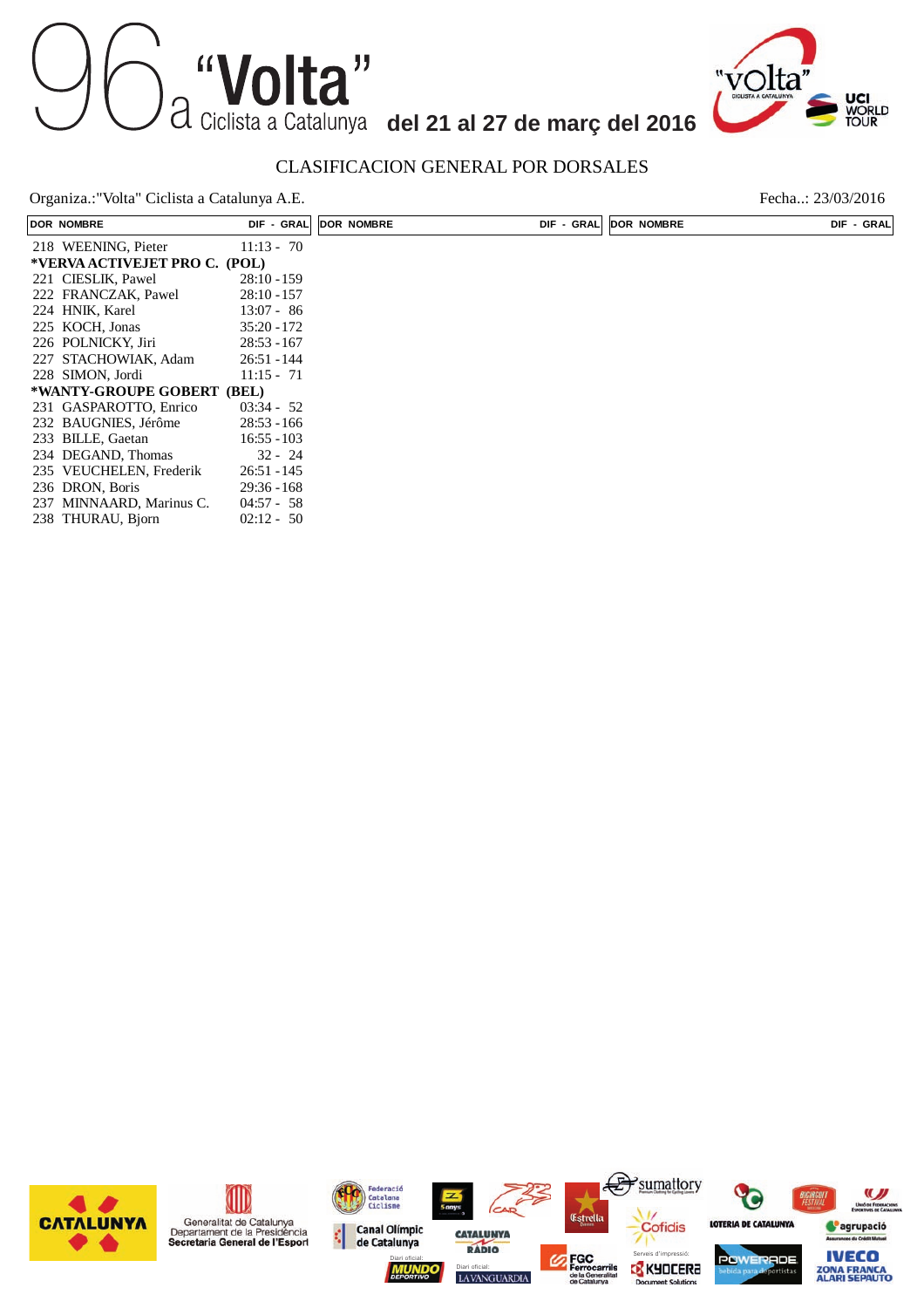# 96a "Volta" Ciclista a Catalunya del 21 al 27 de març del 2016

## CLASIFICACION GENERAL POR DORSALES

Organiza.:"Volta" Ciclista a Catalunya A.E.

Fecha..: 23/03/2016

| DOR | NOMBRE | DIF - GRAL |
|---|---|---|
| 218 | WEENING, Pieter | 11:13 - 70 |
| **\*VERVA ACTIVEJET PRO C. (POL)** | | |
| 221 | CIESLIK, Pawel | 28:10 - 159 |
| 222 | FRANCZAK, Pawel | 28:10 - 157 |
| 224 | HNIK, Karel | 13:07 - 86 |
| 225 | KOCH, Jonas | 35:20 - 172 |
| 226 | POLNICKY, Jiri | 28:53 - 167 |
| 227 | STACHOWIAK, Adam | 26:51 - 144 |
| 228 | SIMON, Jordi | 11:15 - 71 |
| **\*WANTY-GROUPE GOBERT (BEL)** | | |
| 231 | GASPAROTTO, Enrico | 03:34 - 52 |
| 232 | BAUGNIES, Jérôme | 28:53 - 166 |
| 233 | BILLE, Gaetan | 16:55 - 103 |
| 234 | DEGAND, Thomas | 32 - 24 |
| 235 | VEUCHELEN, Frederik | 26:51 - 145 |
| 236 | DRON, Boris | 29:36 - 168 |
| 237 | MINNAARD, Marinus C. | 04:57 - 58 |
| 238 | THURAU, Bjorn | 02:12 - 50 |